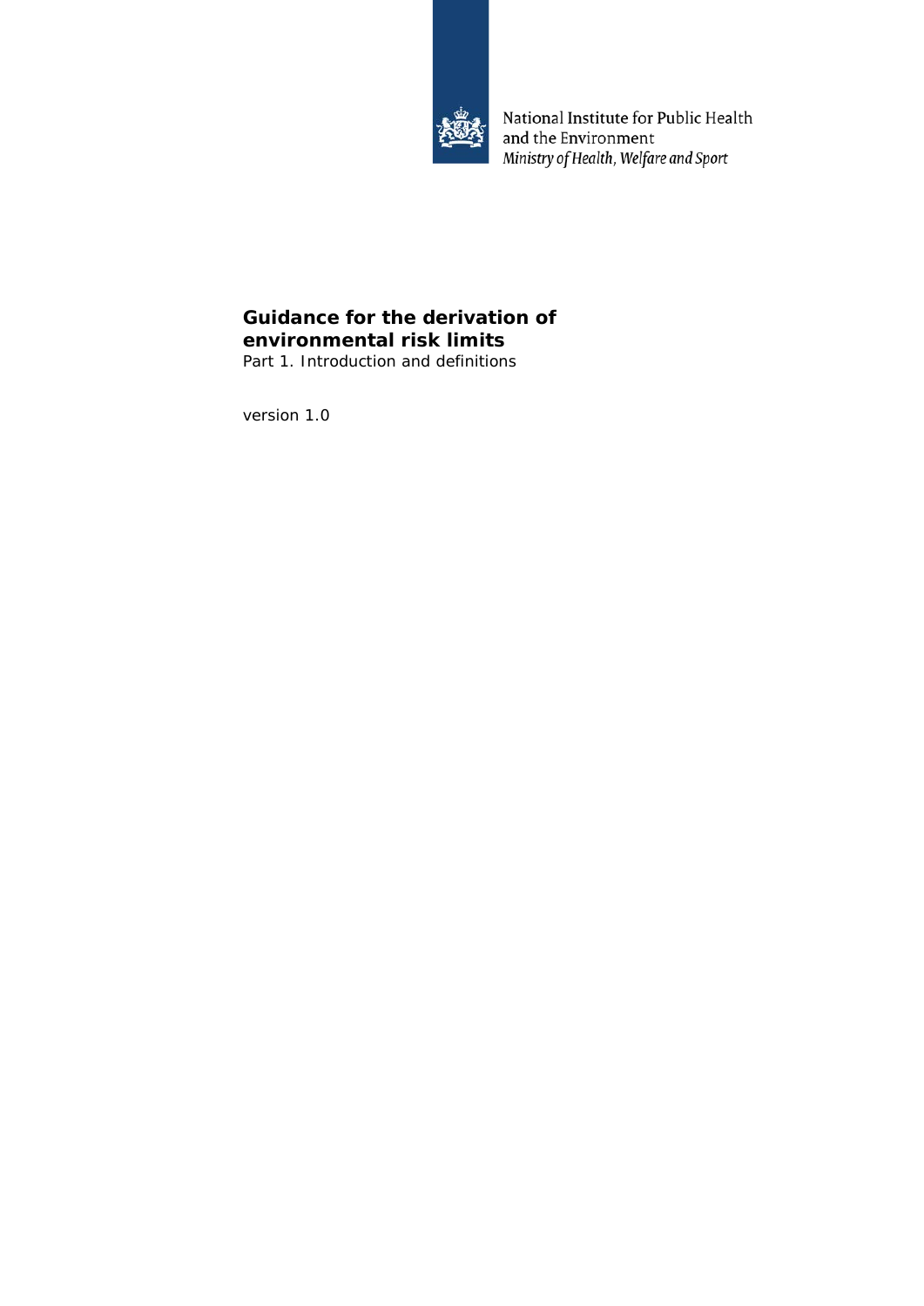National Institute for Public Health and the Environment
*Ministry of Health, Welfare and Sport*

# Guidance for the derivation of environmental risk limits

Part 1. Introduction and definitions

version 1.0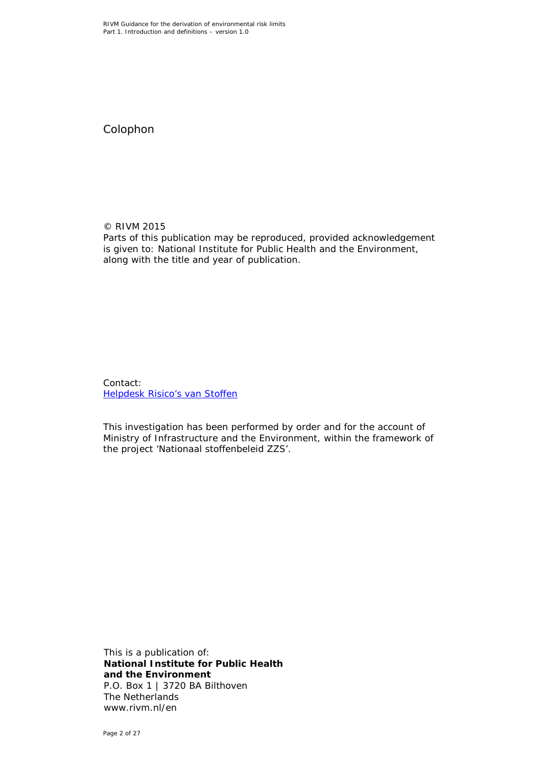# Colophon

© RIVM 2015
Parts of this publication may be reproduced, provided acknowledgement is given to: National Institute for Public Health and the Environment, along with the title and year of publication.

Contact:
Helpdesk Risico's van Stoffen

This investigation has been performed by order and for the account of Ministry of Infrastructure and the Environment, within the framework of the project 'Nationaal stoffenbeleid ZZS'.

This is a publication of:
**National Institute for Public Health and the Environment**
P.O. Box 1 | 3720 BA Bilthoven
The Netherlands
www.rivm.nl/en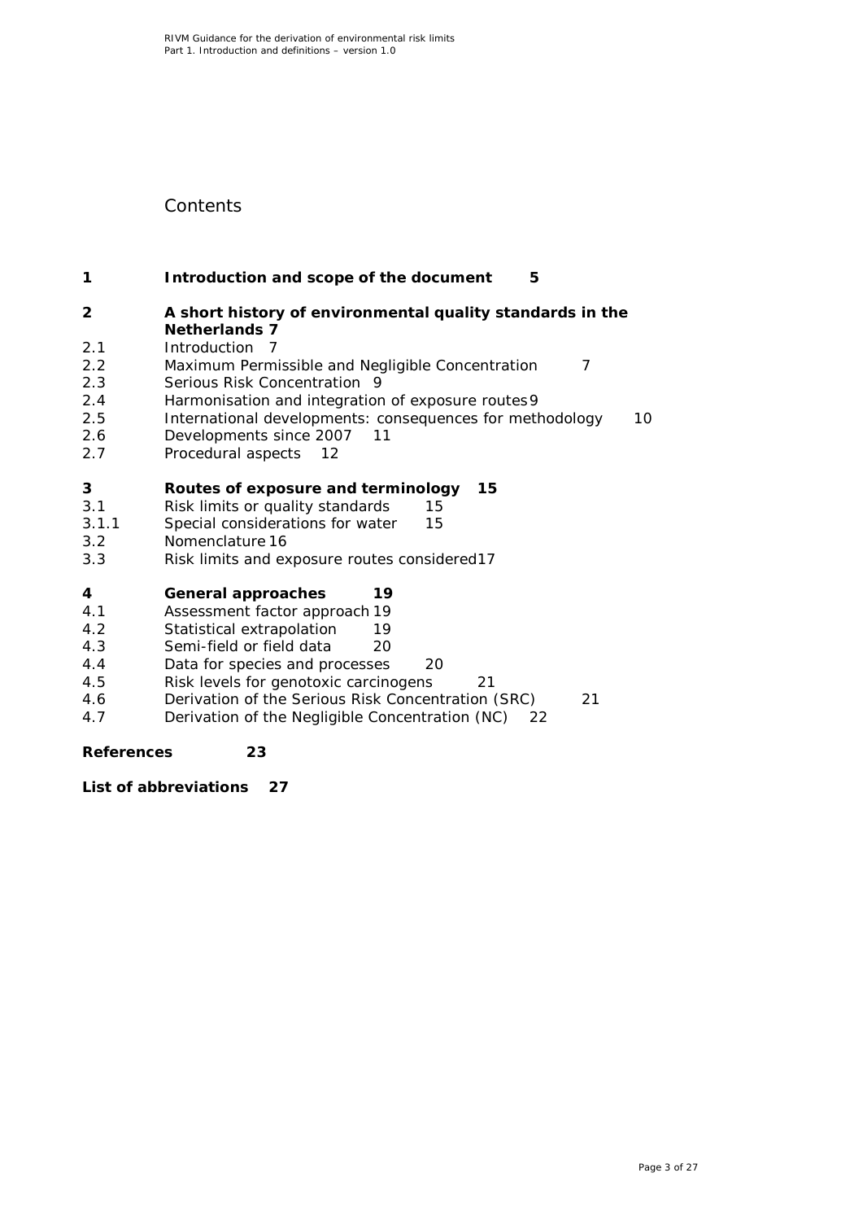# Contents

| | | |
|---|---|---|
| **1** | **Introduction and scope of the document** | **5** |
| **2** | **A short history of environmental quality standards in the Netherlands** | **7** |
| 2.1 | Introduction | 7 |
| 2.2 | Maximum Permissible and Negligible Concentration | 7 |
| 2.3 | Serious Risk Concentration | 9 |
| 2.4 | Harmonisation and integration of exposure routes | 9 |
| 2.5 | International developments: consequences for methodology | 10 |
| 2.6 | Developments since 2007 | 11 |
| 2.7 | Procedural aspects | 12 |
| **3** | **Routes of exposure and terminology** | **15** |
| 3.1 | Risk limits or quality standards | 15 |
| 3.1.1 | Special considerations for water | 15 |
| 3.2 | Nomenclature | 16 |
| 3.3 | Risk limits and exposure routes considered | 17 |
| **4** | **General approaches** | **19** |
| 4.1 | Assessment factor approach | 19 |
| 4.2 | Statistical extrapolation | 19 |
| 4.3 | Semi-field or field data | 20 |
| 4.4 | Data for species and processes | 20 |
| 4.5 | Risk levels for genotoxic carcinogens | 21 |
| 4.6 | Derivation of the Serious Risk Concentration (SRC) | 21 |
| 4.7 | Derivation of the Negligible Concentration (NC) | 22 |
| **References** | | **23** |
| **List of abbreviations** | | **27** |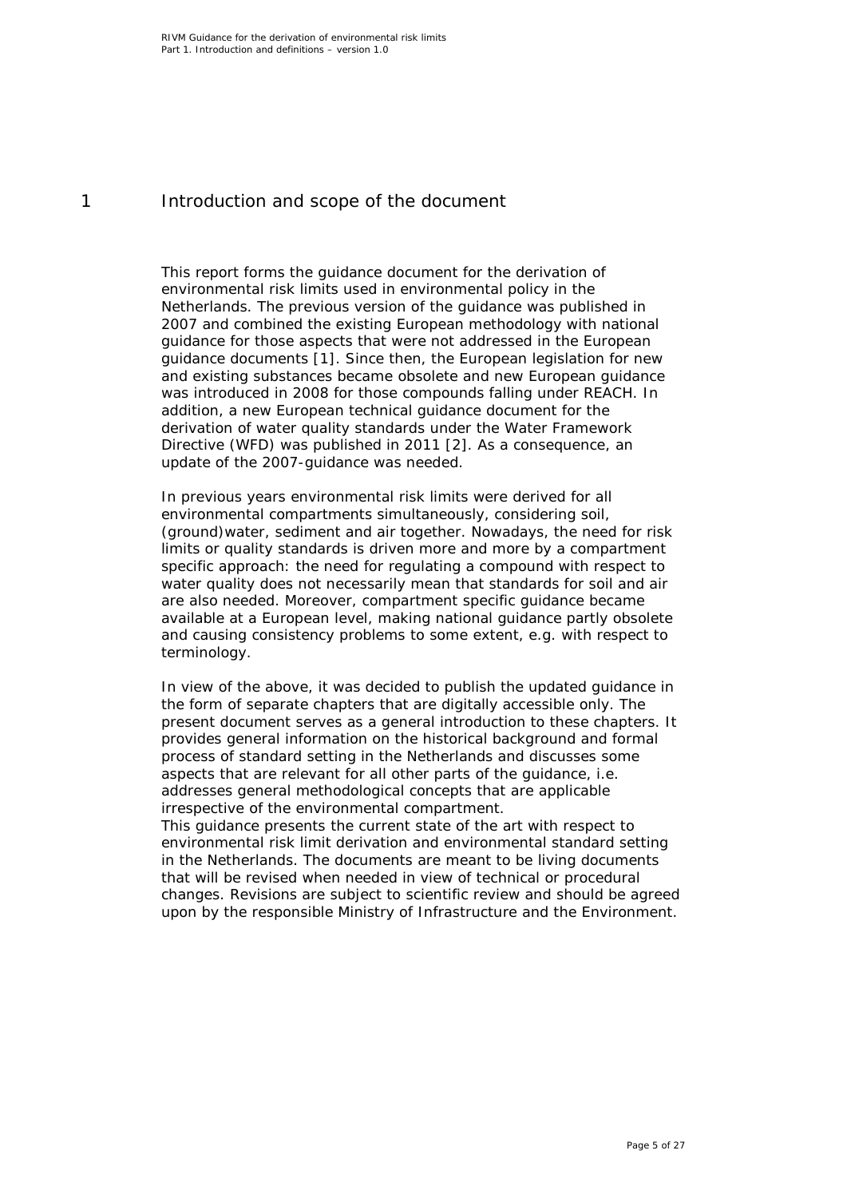# 1 Introduction and scope of the document

This report forms the guidance document for the derivation of environmental risk limits used in environmental policy in the Netherlands. The previous version of the guidance was published in 2007 and combined the existing European methodology with national guidance for those aspects that were not addressed in the European guidance documents [1]. Since then, the European legislation for new and existing substances became obsolete and new European guidance was introduced in 2008 for those compounds falling under REACH. In addition, a new European technical guidance document for the derivation of water quality standards under the Water Framework Directive (WFD) was published in 2011 [2]. As a consequence, an update of the 2007-guidance was needed.

In previous years environmental risk limits were derived for all environmental compartments simultaneously, considering soil, (ground)water, sediment and air together. Nowadays, the need for risk limits or quality standards is driven more and more by a compartment specific approach: the need for regulating a compound with respect to water quality does not necessarily mean that standards for soil and air are also needed. Moreover, compartment specific guidance became available at a European level, making national guidance partly obsolete and causing consistency problems to some extent, e.g. with respect to terminology.

In view of the above, it was decided to publish the updated guidance in the form of separate chapters that are digitally accessible only. The present document serves as a general introduction to these chapters. It provides general information on the historical background and formal process of standard setting in the Netherlands and discusses some aspects that are relevant for all other parts of the guidance, i.e. addresses general methodological concepts that are applicable irrespective of the environmental compartment.
This guidance presents the current state of the art with respect to environmental risk limit derivation and environmental standard setting in the Netherlands. The documents are meant to be living documents that will be revised when needed in view of technical or procedural changes. Revisions are subject to scientific review and should be agreed upon by the responsible Ministry of Infrastructure and the Environment.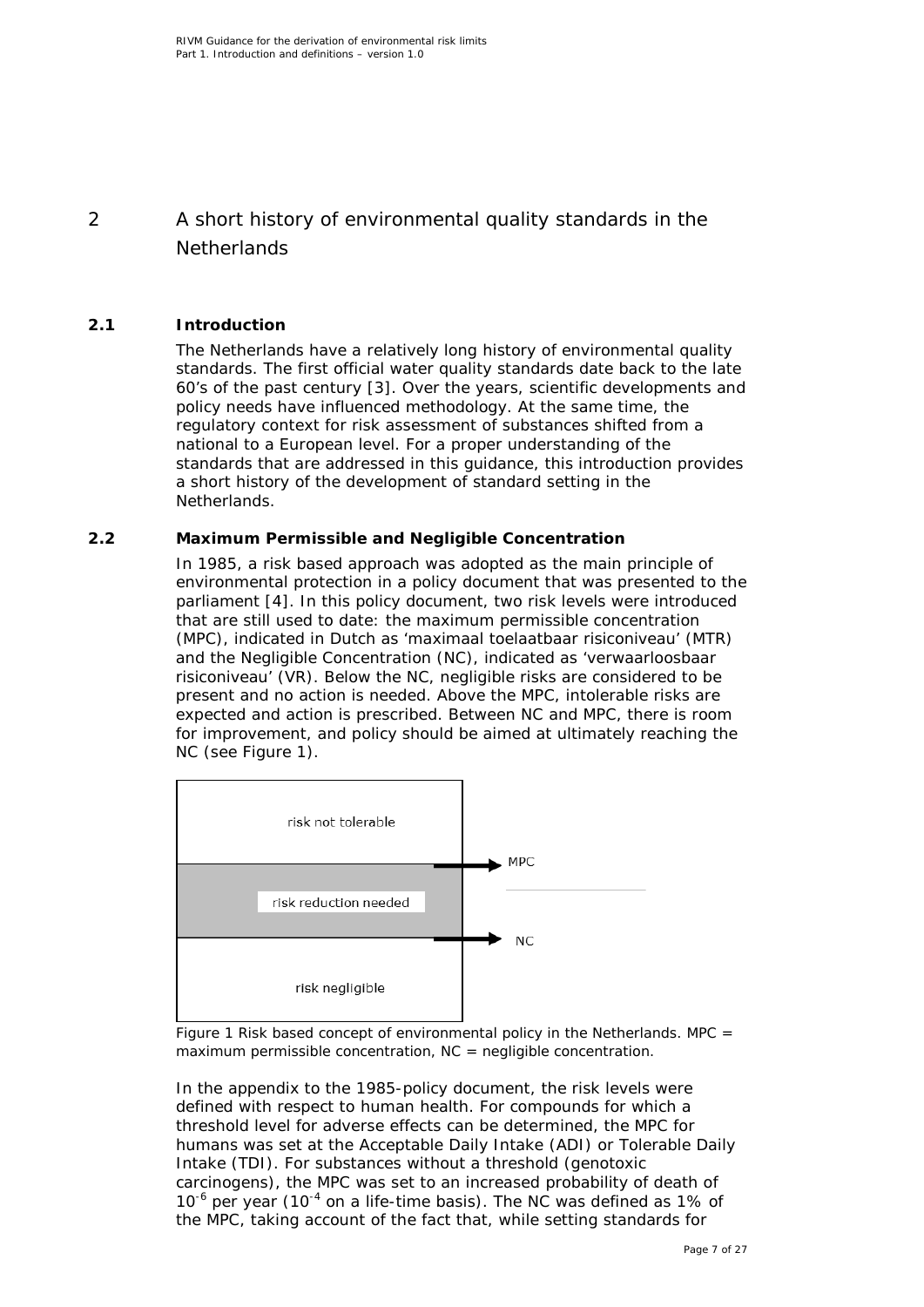# 2 A short history of environmental quality standards in the Netherlands

## 2.1 Introduction

The Netherlands have a relatively long history of environmental quality standards. The first official water quality standards date back to the late 60's of the past century [3]. Over the years, scientific developments and policy needs have influenced methodology. At the same time, the regulatory context for risk assessment of substances shifted from a national to a European level. For a proper understanding of the standards that are addressed in this guidance, this introduction provides a short history of the development of standard setting in the Netherlands.

## 2.2 Maximum Permissible and Negligible Concentration

In 1985, a risk based approach was adopted as the main principle of environmental protection in a policy document that was presented to the parliament [4]. In this policy document, two risk levels were introduced that are still used to date: the maximum permissible concentration (MPC), indicated in Dutch as 'maximaal toelaatbaar risiconiveau' (MTR) and the Negligible Concentration (NC), indicated as 'verwaarloosbaar risiconiveau' (VR). Below the NC, negligible risks are considered to be present and no action is needed. Above the MPC, intolerable risks are expected and action is prescribed. Between NC and MPC, there is room for improvement, and policy should be aimed at ultimately reaching the NC (see Figure 1).

risk not tolerable

MPC

risk reduction needed

NC

risk negligible

Figure 1 Risk based concept of environmental policy in the Netherlands. MPC = maximum permissible concentration, NC = negligible concentration.

In the appendix to the 1985-policy document, the risk levels were defined with respect to human health. For compounds for which a threshold level for adverse effects can be determined, the MPC for humans was set at the Acceptable Daily Intake (ADI) or Tolerable Daily Intake (TDI). For substances without a threshold (genotoxic carcinogens), the MPC was set to an increased probability of death of $10^{-6}$ per year ($10^{-4}$ on a life-time basis). The NC was defined as 1% of the MPC, taking account of the fact that, while setting standards for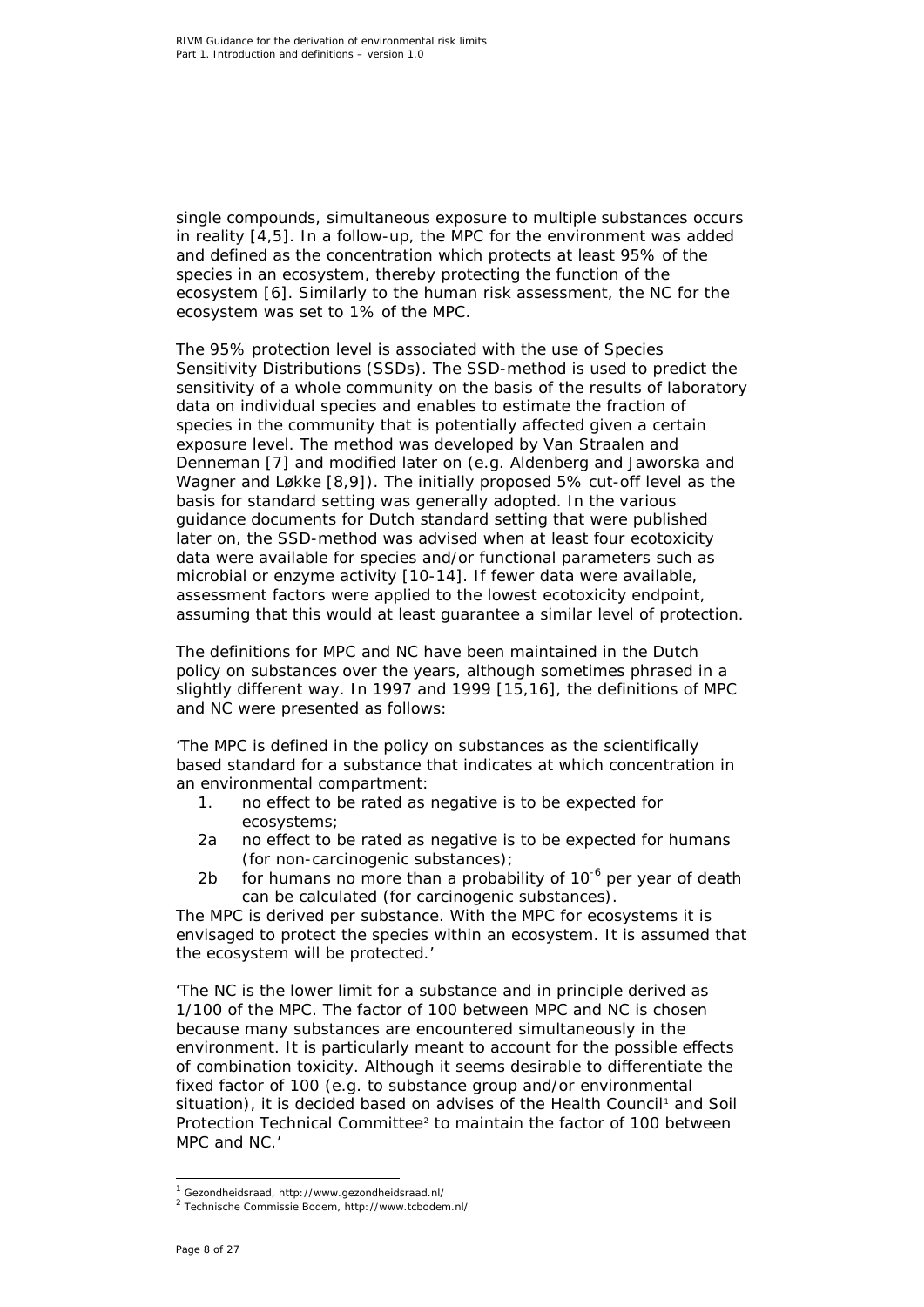single compounds, simultaneous exposure to multiple substances occurs in reality [4,5]. In a follow-up, the MPC for the environment was added and defined as the concentration which protects at least 95% of the species in an ecosystem, thereby protecting the function of the ecosystem [6]. Similarly to the human risk assessment, the NC for the ecosystem was set to 1% of the MPC.

The 95% protection level is associated with the use of Species Sensitivity Distributions (SSDs). The SSD-method is used to predict the sensitivity of a whole community on the basis of the results of laboratory data on individual species and enables to estimate the fraction of species in the community that is potentially affected given a certain exposure level. The method was developed by Van Straalen and Denneman [7] and modified later on (e.g. Aldenberg and Jaworska and Wagner and Løkke [8,9]). The initially proposed 5% cut-off level as the basis for standard setting was generally adopted. In the various guidance documents for Dutch standard setting that were published later on, the SSD-method was advised when at least four ecotoxicity data were available for species and/or functional parameters such as microbial or enzyme activity [10-14]. If fewer data were available, assessment factors were applied to the lowest ecotoxicity endpoint, assuming that this would at least guarantee a similar level of protection.

The definitions for MPC and NC have been maintained in the Dutch policy on substances over the years, although sometimes phrased in a slightly different way. In 1997 and 1999 [15,16], the definitions of MPC and NC were presented as follows:

'The MPC is defined in the policy on substances as the scientifically based standard for a substance that indicates at which concentration in an environmental compartment:

1. no effect to be rated as negative is to be expected for ecosystems;
2a no effect to be rated as negative is to be expected for humans (for non-carcinogenic substances);
2b for humans no more than a probability of $10^{-6}$ per year of death can be calculated (for carcinogenic substances).

The MPC is derived per substance. With the MPC for ecosystems it is envisaged to protect the species within an ecosystem. It is assumed that the ecosystem will be protected.'

'The NC is the lower limit for a substance and in principle derived as 1/100 of the MPC. The factor of 100 between MPC and NC is chosen because many substances are encountered simultaneously in the environment. It is particularly meant to account for the possible effects of combination toxicity. Although it seems desirable to differentiate the fixed factor of 100 (e.g. to substance group and/or environmental situation), it is decided based on advises of the Health Council[1] and Soil Protection Technical Committee[2] to maintain the factor of 100 between MPC and NC.'

[1] Gezondheidsraad, http://www.gezondheidsraad.nl/
[2] Technische Commissie Bodem, http://www.tcbodem.nl/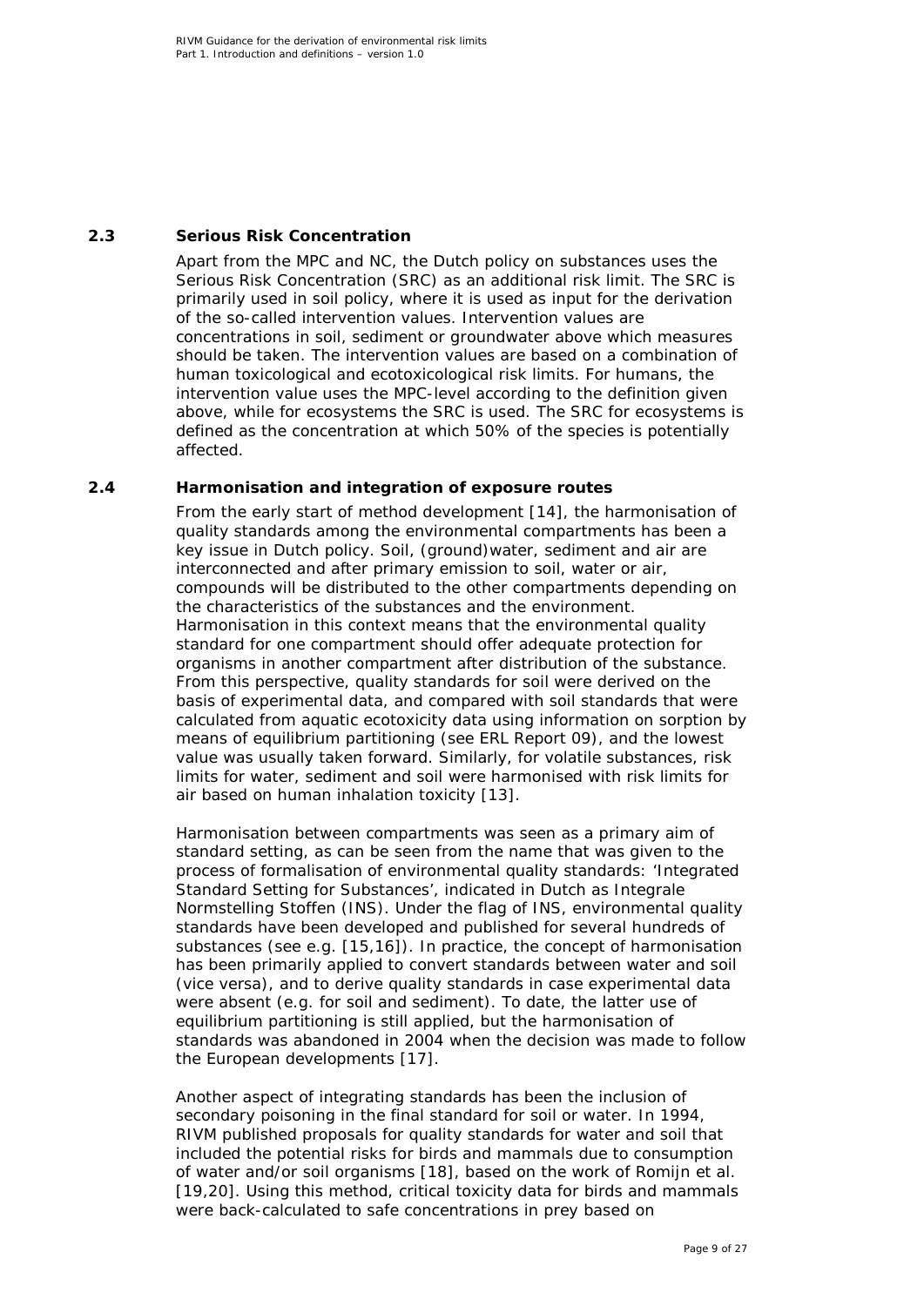## 2.3 Serious Risk Concentration

Apart from the MPC and NC, the Dutch policy on substances uses the Serious Risk Concentration (SRC) as an additional risk limit. The SRC is primarily used in soil policy, where it is used as input for the derivation of the so-called intervention values. Intervention values are concentrations in soil, sediment or groundwater above which measures should be taken. The intervention values are based on a combination of human toxicological and ecotoxicological risk limits. For humans, the intervention value uses the MPC-level according to the definition given above, while for ecosystems the SRC is used. The SRC for ecosystems is defined as the concentration at which 50% of the species is potentially affected.

## 2.4 Harmonisation and integration of exposure routes

From the early start of method development [14], the harmonisation of quality standards among the environmental compartments has been a key issue in Dutch policy. Soil, (ground)water, sediment and air are interconnected and after primary emission to soil, water or air, compounds will be distributed to the other compartments depending on the characteristics of the substances and the environment. Harmonisation in this context means that the environmental quality standard for one compartment should offer adequate protection for organisms in another compartment after distribution of the substance. From this perspective, quality standards for soil were derived on the basis of experimental data, and compared with soil standards that were calculated from aquatic ecotoxicity data using information on sorption by means of equilibrium partitioning (see ERL Report 09), and the lowest value was usually taken forward. Similarly, for volatile substances, risk limits for water, sediment and soil were harmonised with risk limits for air based on human inhalation toxicity [13].

Harmonisation between compartments was seen as a primary aim of standard setting, as can be seen from the name that was given to the process of formalisation of environmental quality standards: 'Integrated Standard Setting for Substances', indicated in Dutch as Integrale Normstelling Stoffen (INS). Under the flag of INS, environmental quality standards have been developed and published for several hundreds of substances (see e.g. [15,16]). In practice, the concept of harmonisation has been primarily applied to convert standards between water and soil (vice versa), and to derive quality standards in case experimental data were absent (e.g. for soil and sediment). To date, the latter use of equilibrium partitioning is still applied, but the harmonisation of standards was abandoned in 2004 when the decision was made to follow the European developments [17].

Another aspect of integrating standards has been the inclusion of secondary poisoning in the final standard for soil or water. In 1994, RIVM published proposals for quality standards for water and soil that included the potential risks for birds and mammals due to consumption of water and/or soil organisms [18], based on the work of Romijn et al. [19,20]. Using this method, critical toxicity data for birds and mammals were back-calculated to safe concentrations in prey based on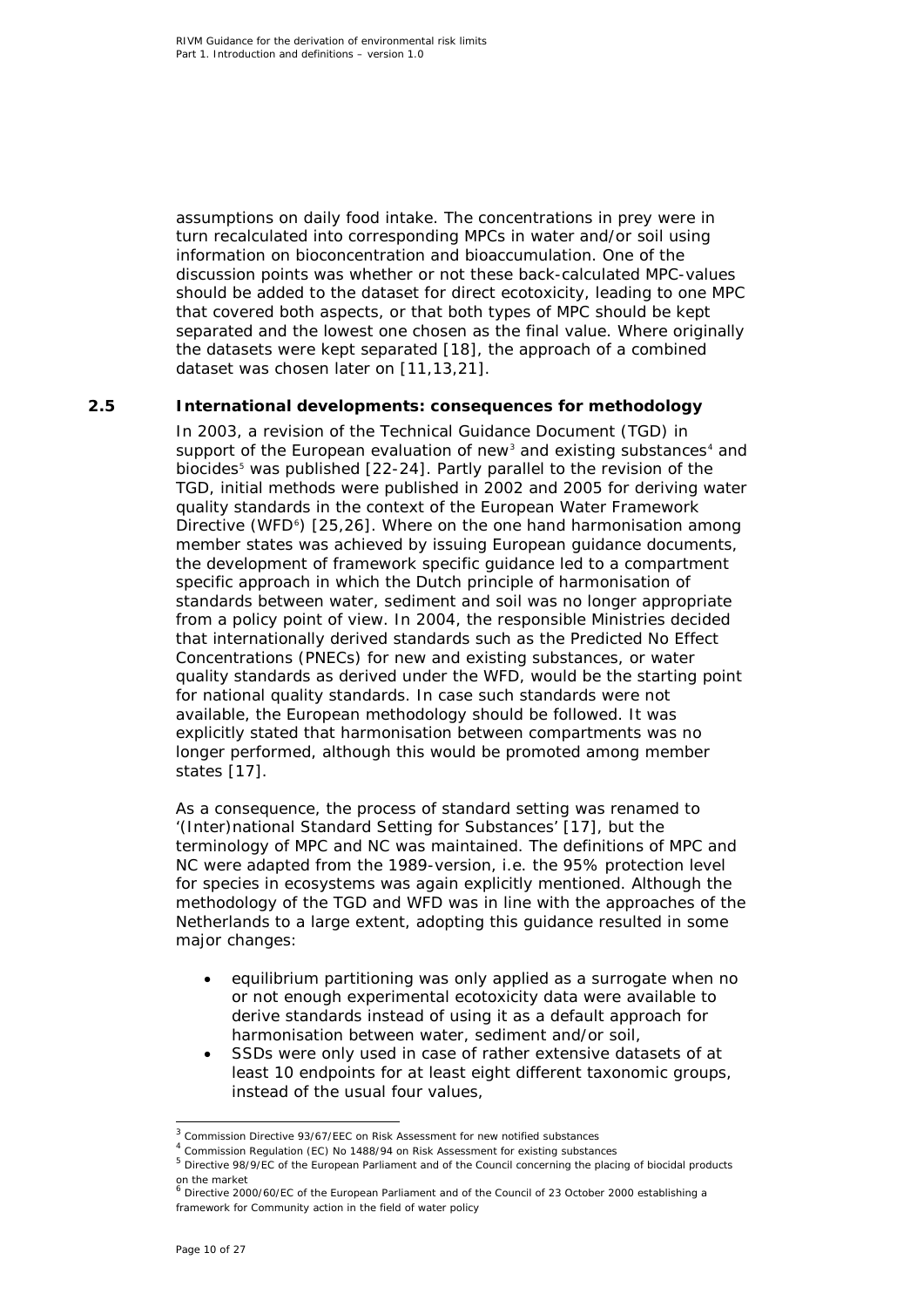assumptions on daily food intake. The concentrations in prey were in turn recalculated into corresponding MPCs in water and/or soil using information on bioconcentration and bioaccumulation. One of the discussion points was whether or not these back-calculated MPC-values should be added to the dataset for direct ecotoxicity, leading to one MPC that covered both aspects, or that both types of MPC should be kept separated and the lowest one chosen as the final value. Where originally the datasets were kept separated [18], the approach of a combined dataset was chosen later on [11,13,21].

## 2.5 International developments: consequences for methodology

In 2003, a revision of the Technical Guidance Document (TGD) in support of the European evaluation of new[3] and existing substances[4] and biocides[5] was published [22-24]. Partly parallel to the revision of the TGD, initial methods were published in 2002 and 2005 for deriving water quality standards in the context of the European Water Framework Directive (WFD[6]) [25,26]. Where on the one hand harmonisation among member states was achieved by issuing European guidance documents, the development of framework specific guidance led to a compartment specific approach in which the Dutch principle of harmonisation of standards between water, sediment and soil was no longer appropriate from a policy point of view. In 2004, the responsible Ministries decided that internationally derived standards such as the Predicted No Effect Concentrations (PNECs) for new and existing substances, or water quality standards as derived under the WFD, would be the starting point for national quality standards. In case such standards were not available, the European methodology should be followed. It was explicitly stated that harmonisation between compartments was no longer performed, although this would be promoted among member states [17].

As a consequence, the process of standard setting was renamed to '(Inter)national Standard Setting for Substances' [17], but the terminology of MPC and NC was maintained. The definitions of MPC and NC were adapted from the 1989-version, i.e. the 95% protection level for species in ecosystems was again explicitly mentioned. Although the methodology of the TGD and WFD was in line with the approaches of the Netherlands to a large extent, adopting this guidance resulted in some major changes:

- equilibrium partitioning was only applied as a surrogate when no or not enough experimental ecotoxicity data were available to derive standards instead of using it as a default approach for harmonisation between water, sediment and/or soil,
- SSDs were only used in case of rather extensive datasets of at least 10 endpoints for at least eight different taxonomic groups, instead of the usual four values,

---

[3] Commission Directive 93/67/EEC on Risk Assessment for new notified substances

[4] Commission Regulation (EC) No 1488/94 on Risk Assessment for existing substances

[5] Directive 98/9/EC of the European Parliament and of the Council concerning the placing of biocidal products on the market

[6] Directive 2000/60/EC of the European Parliament and of the Council of 23 October 2000 establishing a framework for Community action in the field of water policy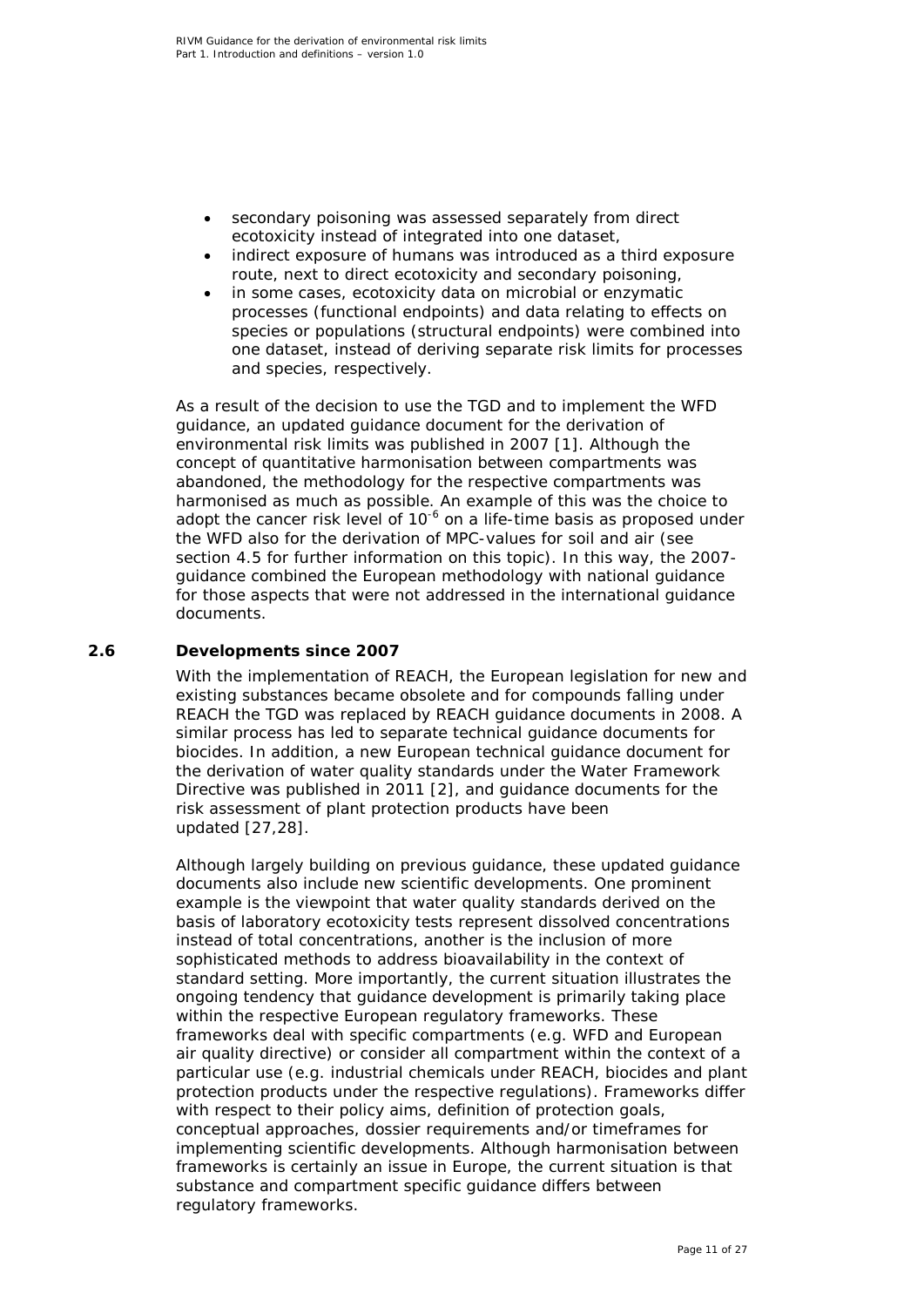- secondary poisoning was assessed separately from direct ecotoxicity instead of integrated into one dataset,
- indirect exposure of humans was introduced as a third exposure route, next to direct ecotoxicity and secondary poisoning,
- in some cases, ecotoxicity data on microbial or enzymatic processes (functional endpoints) and data relating to effects on species or populations (structural endpoints) were combined into one dataset, instead of deriving separate risk limits for processes and species, respectively.

As a result of the decision to use the TGD and to implement the WFD guidance, an updated guidance document for the derivation of environmental risk limits was published in 2007 [1]. Although the concept of quantitative harmonisation between compartments was abandoned, the methodology for the respective compartments was harmonised as much as possible. An example of this was the choice to adopt the cancer risk level of $10^{-6}$ on a life-time basis as proposed under the WFD also for the derivation of MPC-values for soil and air (see section 4.5 for further information on this topic). In this way, the 2007-guidance combined the European methodology with national guidance for those aspects that were not addressed in the international guidance documents.

## 2.6 Developments since 2007

With the implementation of REACH, the European legislation for new and existing substances became obsolete and for compounds falling under REACH the TGD was replaced by REACH guidance documents in 2008. A similar process has led to separate technical guidance documents for biocides. In addition, a new European technical guidance document for the derivation of water quality standards under the Water Framework Directive was published in 2011 [2], and guidance documents for the risk assessment of plant protection products have been updated [27,28].

Although largely building on previous guidance, these updated guidance documents also include new scientific developments. One prominent example is the viewpoint that water quality standards derived on the basis of laboratory ecotoxicity tests represent dissolved concentrations instead of total concentrations, another is the inclusion of more sophisticated methods to address bioavailability in the context of standard setting. More importantly, the current situation illustrates the ongoing tendency that guidance development is primarily taking place within the respective European regulatory frameworks. These frameworks deal with specific compartments (e.g. WFD and European air quality directive) or consider all compartment within the context of a particular use (e.g. industrial chemicals under REACH, biocides and plant protection products under the respective regulations). Frameworks differ with respect to their policy aims, definition of protection goals, conceptual approaches, dossier requirements and/or timeframes for implementing scientific developments. Although harmonisation between frameworks is certainly an issue in Europe, the current situation is that substance and compartment specific guidance differs between regulatory frameworks.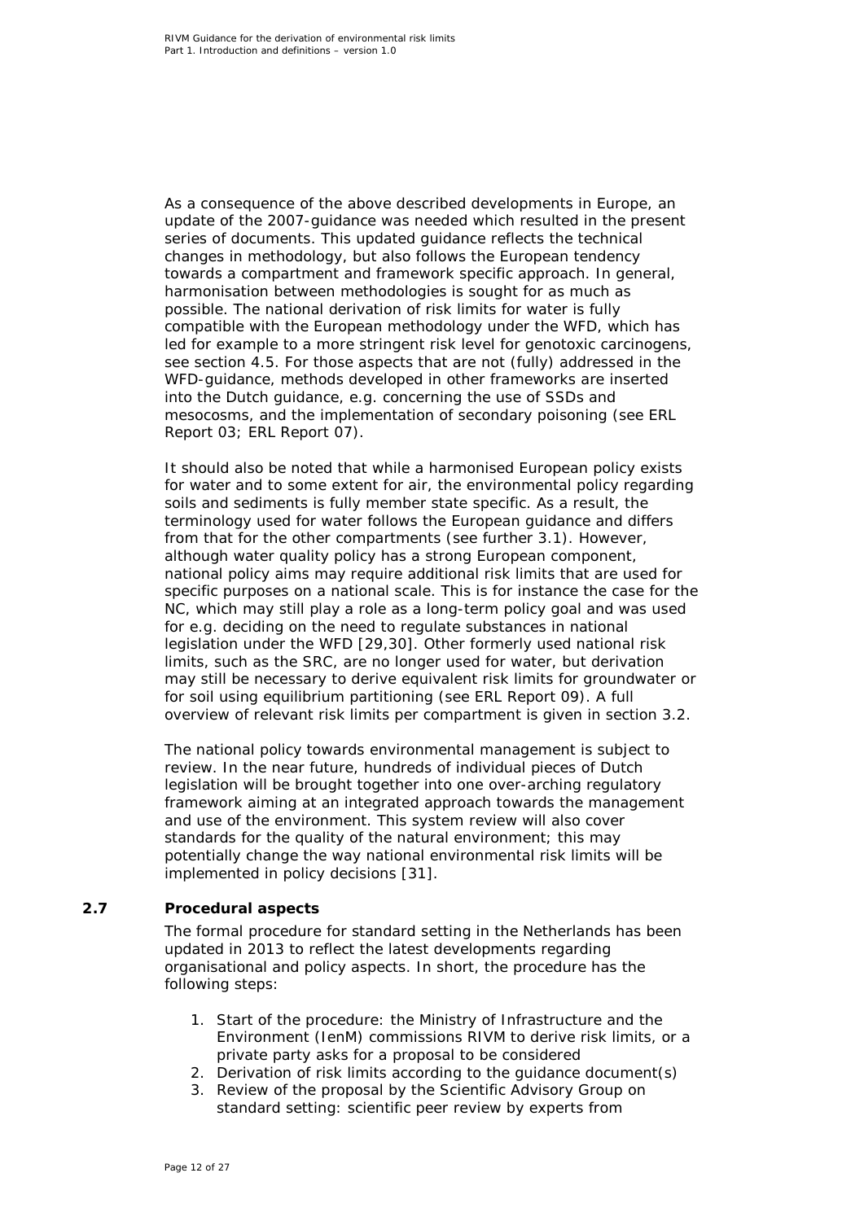As a consequence of the above described developments in Europe, an update of the 2007-guidance was needed which resulted in the present series of documents. This updated guidance reflects the technical changes in methodology, but also follows the European tendency towards a compartment and framework specific approach. In general, harmonisation between methodologies is sought for as much as possible. The national derivation of risk limits for water is fully compatible with the European methodology under the WFD, which has led for example to a more stringent risk level for genotoxic carcinogens, see section 4.5. For those aspects that are not (fully) addressed in the WFD-guidance, methods developed in other frameworks are inserted into the Dutch guidance, e.g. concerning the use of SSDs and mesocosms, and the implementation of secondary poisoning (see ERL Report 03; ERL Report 07).

It should also be noted that while a harmonised European policy exists for water and to some extent for air, the environmental policy regarding soils and sediments is fully member state specific. As a result, the terminology used for water follows the European guidance and differs from that for the other compartments (see further 3.1). However, although water quality policy has a strong European component, national policy aims may require additional risk limits that are used for specific purposes on a national scale. This is for instance the case for the NC, which may still play a role as a long-term policy goal and was used for e.g. deciding on the need to regulate substances in national legislation under the WFD [29,30]. Other formerly used national risk limits, such as the SRC, are no longer used for water, but derivation may still be necessary to derive equivalent risk limits for groundwater or for soil using equilibrium partitioning (see ERL Report 09). A full overview of relevant risk limits per compartment is given in section 3.2.

The national policy towards environmental management is subject to review. In the near future, hundreds of individual pieces of Dutch legislation will be brought together into one over-arching regulatory framework aiming at an integrated approach towards the management and use of the environment. This system review will also cover standards for the quality of the natural environment; this may potentially change the way national environmental risk limits will be implemented in policy decisions [31].

## 2.7 Procedural aspects

The formal procedure for standard setting in the Netherlands has been updated in 2013 to reflect the latest developments regarding organisational and policy aspects. In short, the procedure has the following steps:

1. Start of the procedure: the Ministry of Infrastructure and the Environment (IenM) commissions RIVM to derive risk limits, or a private party asks for a proposal to be considered
2. Derivation of risk limits according to the guidance document(s)
3. Review of the proposal by the Scientific Advisory Group on standard setting: scientific peer review by experts from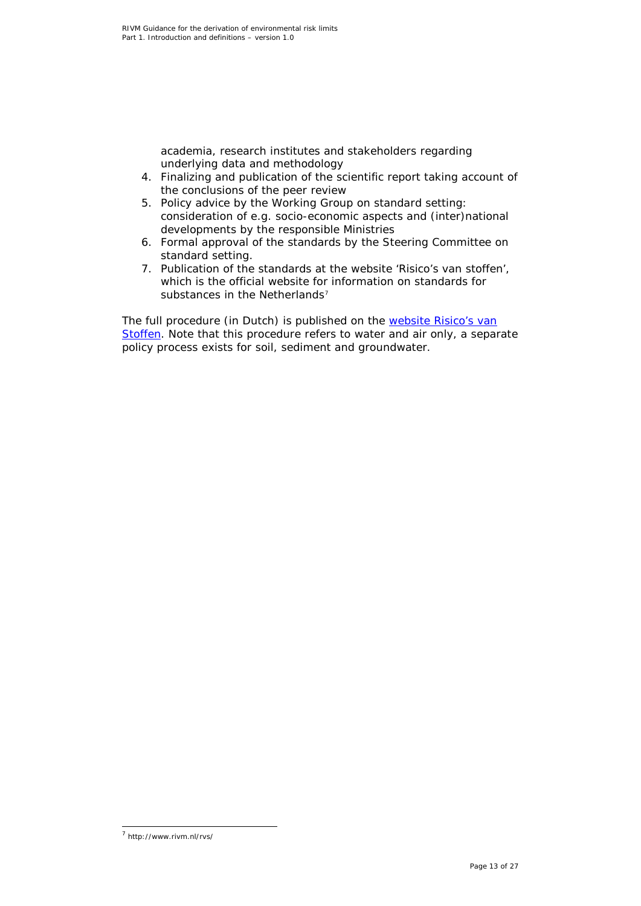academia, research institutes and stakeholders regarding underlying data and methodology

4. Finalizing and publication of the scientific report taking account of the conclusions of the peer review
5. Policy advice by the Working Group on standard setting: consideration of e.g. socio-economic aspects and (inter)national developments by the responsible Ministries
6. Formal approval of the standards by the Steering Committee on standard setting.
7. Publication of the standards at the website 'Risico's van stoffen', which is the official website for information on standards for substances in the Netherlands[7]

The full procedure (in Dutch) is published on the website Risico's van Stoffen. Note that this procedure refers to water and air only, a separate policy process exists for soil, sediment and groundwater.

[7] http://www.rivm.nl/rvs/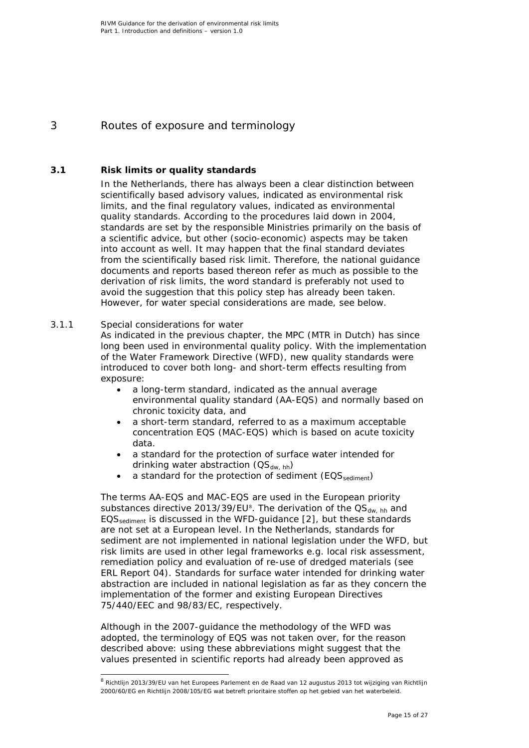# 3 Routes of exposure and terminology

## 3.1 Risk limits or quality standards

In the Netherlands, there has always been a clear distinction between scientifically based advisory values, indicated as environmental risk limits, and the final regulatory values, indicated as environmental quality standards. According to the procedures laid down in 2004, standards are set by the responsible Ministries primarily on the basis of a scientific advice, but other (socio-economic) aspects may be taken into account as well. It may happen that the final standard deviates from the scientifically based risk limit. Therefore, the national guidance documents and reports based thereon refer as much as possible to the derivation of risk limits, the word standard is preferably not used to avoid the suggestion that this policy step has already been taken. However, for water special considerations are made, see below.

### 3.1.1 Special considerations for water

As indicated in the previous chapter, the MPC (MTR in Dutch) has since long been used in environmental quality policy. With the implementation of the Water Framework Directive (WFD), new quality standards were introduced to cover both long- and short-term effects resulting from exposure:

- a long-term standard, indicated as the annual average environmental quality standard (AA-EQS) and normally based on chronic toxicity data, and
- a short-term standard, referred to as a maximum acceptable concentration EQS (MAC-EQS) which is based on acute toxicity data.
- a standard for the protection of surface water intended for drinking water abstraction ($QS_{dw,\ hh}$)
- a standard for the protection of sediment ($EQS_{sediment}$)

The terms AA-EQS and MAC-EQS are used in the European priority substances directive 2013/39/EU[8]. The derivation of the $QS_{dw,\ hh}$ and $EQS_{sediment}$ is discussed in the WFD-guidance [2], but these standards are not set at a European level. In the Netherlands, standards for sediment are not implemented in national legislation under the WFD, but risk limits are used in other legal frameworks e.g. local risk assessment, remediation policy and evaluation of re-use of dredged materials (see ERL Report 04). Standards for surface water intended for drinking water abstraction are included in national legislation as far as they concern the implementation of the former and existing European Directives 75/440/EEC and 98/83/EC, respectively.

Although in the 2007-guidance the methodology of the WFD was adopted, the terminology of EQS was not taken over, for the reason described above: using these abbreviations might suggest that the values presented in scientific reports had already been approved as

[8] Richtlijn 2013/39/EU van het Europees Parlement en de Raad van 12 augustus 2013 tot wijziging van Richtlijn 2000/60/EG en Richtlijn 2008/105/EG wat betreft prioritaire stoffen op het gebied van het waterbeleid.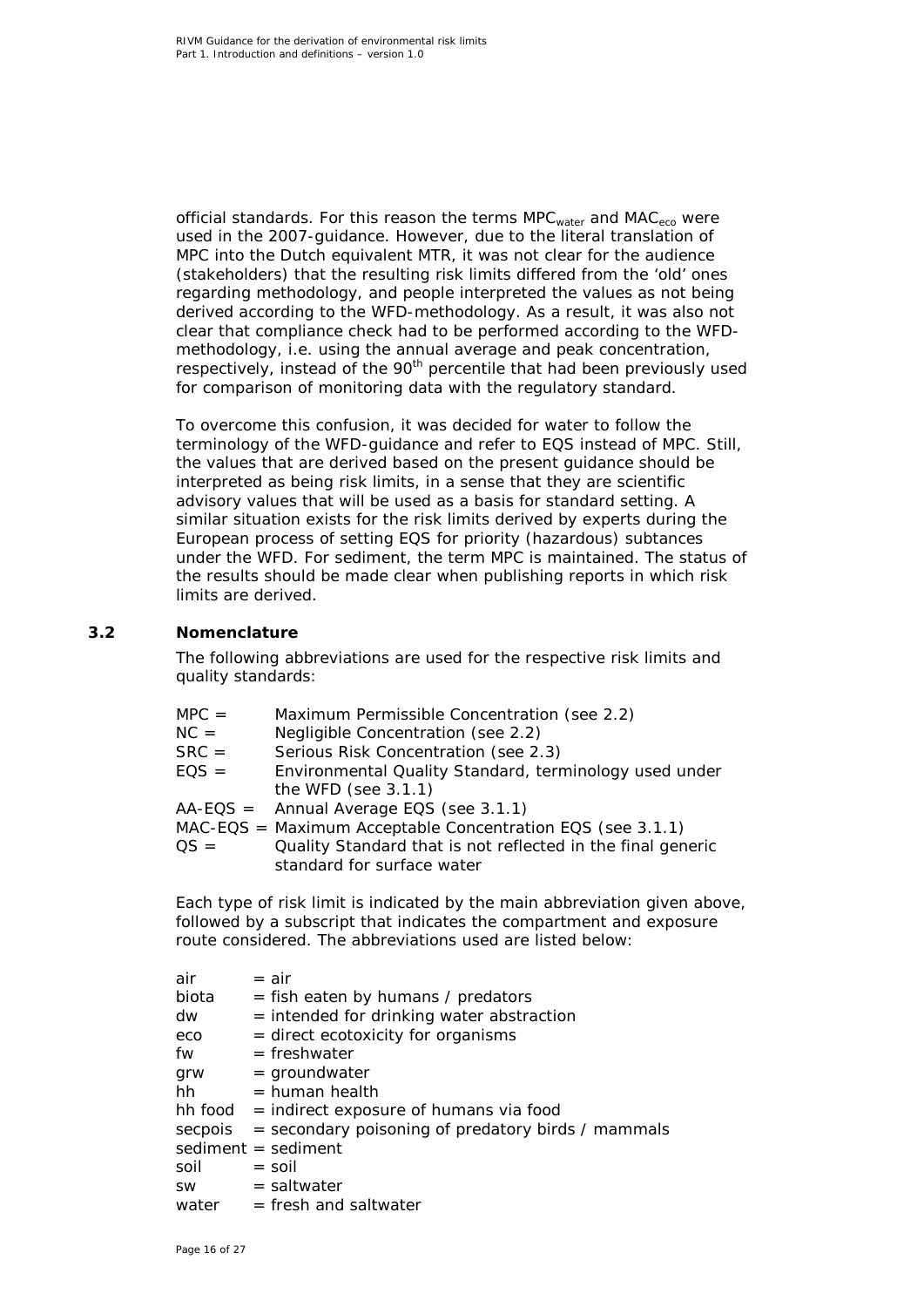official standards. For this reason the terms $MPC_{water}$ and $MAC_{eco}$ were used in the 2007-guidance. However, due to the literal translation of MPC into the Dutch equivalent MTR, it was not clear for the audience (stakeholders) that the resulting risk limits differed from the 'old' ones regarding methodology, and people interpreted the values as not being derived according to the WFD-methodology. As a result, it was also not clear that compliance check had to be performed according to the WFD-methodology, i.e. using the annual average and peak concentration, respectively, instead of the $90^{th}$ percentile that had been previously used for comparison of monitoring data with the regulatory standard.

To overcome this confusion, it was decided for water to follow the terminology of the WFD-guidance and refer to EQS instead of MPC. Still, the values that are derived based on the present guidance should be interpreted as being risk limits, in a sense that they are scientific advisory values that will be used as a basis for standard setting. A similar situation exists for the risk limits derived by experts during the European process of setting EQS for priority (hazardous) subtances under the WFD. For sediment, the term MPC is maintained. The status of the results should be made clear when publishing reports in which risk limits are derived.

## 3.2 Nomenclature

The following abbreviations are used for the respective risk limits and quality standards:

- MPC = Maximum Permissible Concentration (see 2.2)
- NC = Negligible Concentration (see 2.2)
- SRC = Serious Risk Concentration (see 2.3)
- EQS = Environmental Quality Standard, terminology used under the WFD (see 3.1.1)
- AA-EQS = Annual Average EQS (see 3.1.1)
- MAC-EQS = Maximum Acceptable Concentration EQS (see 3.1.1)
- QS = Quality Standard that is not reflected in the final generic standard for surface water

Each type of risk limit is indicated by the main abbreviation given above, followed by a subscript that indicates the compartment and exposure route considered. The abbreviations used are listed below:

- air = air
- biota = fish eaten by humans / predators
- dw = intended for drinking water abstraction
- eco = direct ecotoxicity for organisms
- fw = freshwater
- grw = groundwater
- hh = human health
- hh food = indirect exposure of humans via food
- secpois = secondary poisoning of predatory birds / mammals
- sediment = sediment
- soil = soil
- sw = saltwater
- water = fresh and saltwater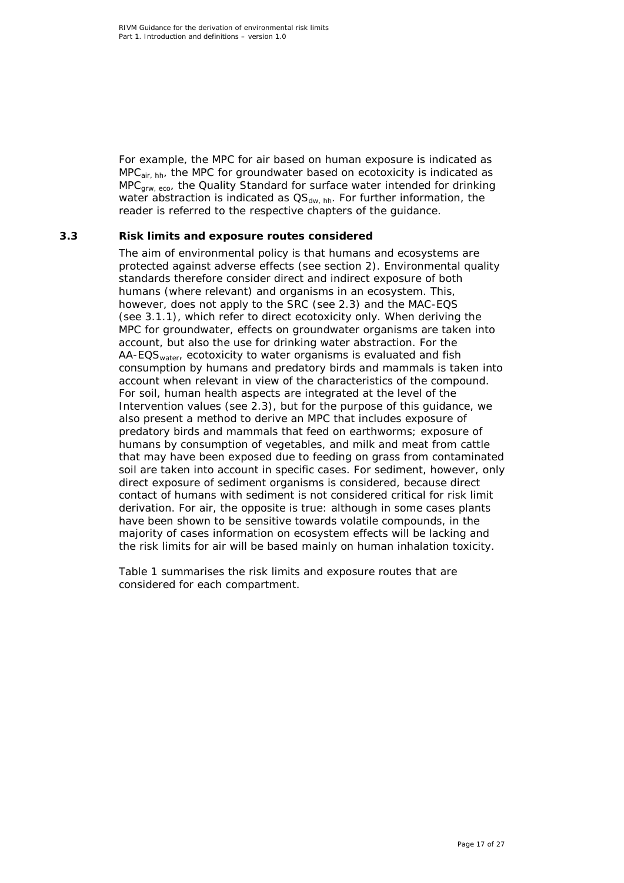For example, the MPC for air based on human exposure is indicated as $MPC_{air,\ hh}$, the MPC for groundwater based on ecotoxicity is indicated as $MPC_{grw,\ eco}$, the Quality Standard for surface water intended for drinking water abstraction is indicated as $QS_{dw,\ hh}$. For further information, the reader is referred to the respective chapters of the guidance.

### 3.3 Risk limits and exposure routes considered

The aim of environmental policy is that humans and ecosystems are protected against adverse effects (see section 2). Environmental quality standards therefore consider direct and indirect exposure of both humans (where relevant) and organisms in an ecosystem. This, however, does not apply to the SRC (see 2.3) and the MAC-EQS (see 3.1.1), which refer to direct ecotoxicity only. When deriving the MPC for groundwater, effects on groundwater organisms are taken into account, but also the use for drinking water abstraction. For the $AA\text{-}EQS_{water}$, ecotoxicity to water organisms is evaluated and fish consumption by humans and predatory birds and mammals is taken into account when relevant in view of the characteristics of the compound. For soil, human health aspects are integrated at the level of the Intervention values (see 2.3), but for the purpose of this guidance, we also present a method to derive an MPC that includes exposure of predatory birds and mammals that feed on earthworms; exposure of humans by consumption of vegetables, and milk and meat from cattle that may have been exposed due to feeding on grass from contaminated soil are taken into account in specific cases. For sediment, however, only direct exposure of sediment organisms is considered, because direct contact of humans with sediment is not considered critical for risk limit derivation. For air, the opposite is true: although in some cases plants have been shown to be sensitive towards volatile compounds, in the majority of cases information on ecosystem effects will be lacking and the risk limits for air will be based mainly on human inhalation toxicity.

Table 1 summarises the risk limits and exposure routes that are considered for each compartment.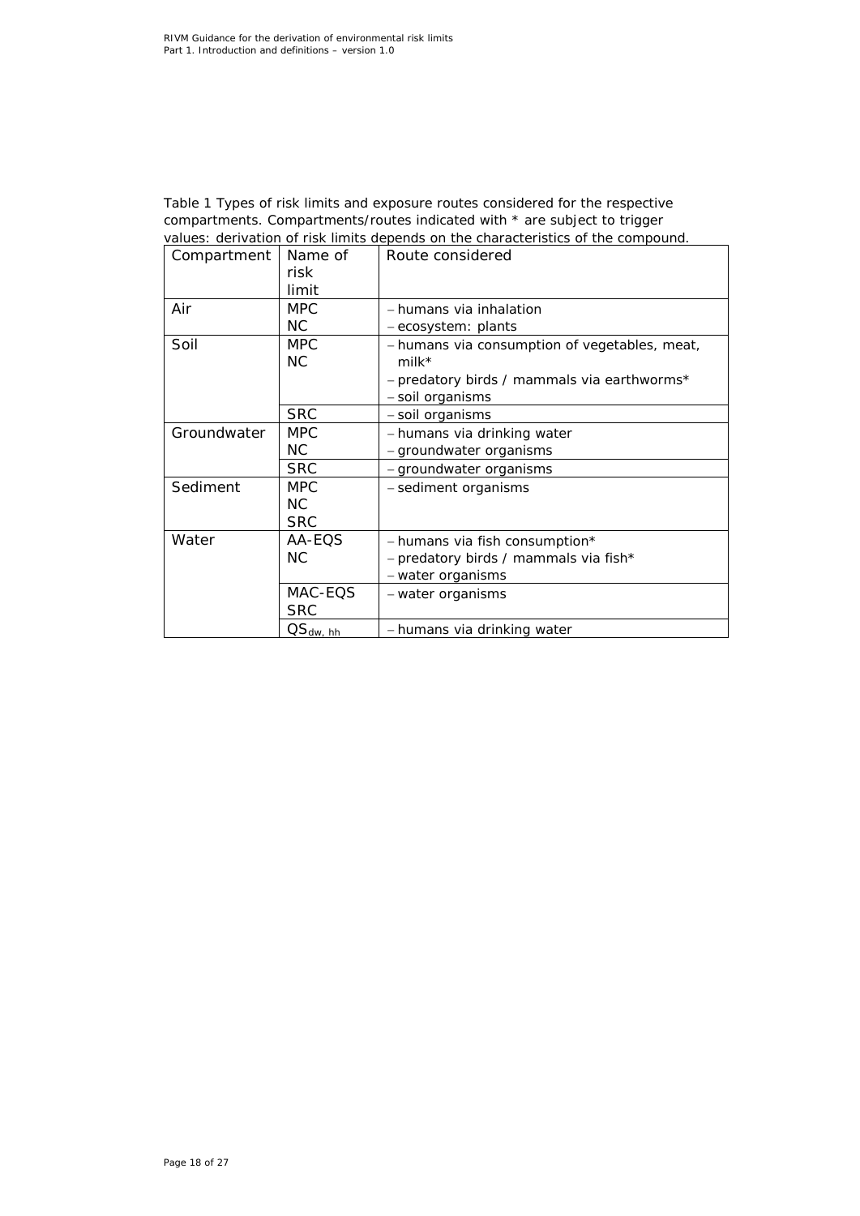Table 1 Types of risk limits and exposure routes considered for the respective compartments. Compartments/routes indicated with * are subject to trigger values: derivation of risk limits depends on the characteristics of the compound.

| Compartment | Name of risk limit | Route considered |
| --- | --- | --- |
| Air | MPC<br>NC | – humans via inhalation<br>– ecosystem: plants |
| Soil | MPC<br>NC | – humans via consumption of vegetables, meat, milk*<br>– predatory birds / mammals via earthworms*<br>– soil organisms |
| | SRC | – soil organisms |
| Groundwater | MPC<br>NC | – humans via drinking water<br>– groundwater organisms |
| | SRC | – groundwater organisms |
| Sediment | MPC<br>NC<br>SRC | – sediment organisms |
| Water | AA-EQS<br>NC | – humans via fish consumption*<br>– predatory birds / mammals via fish*<br>– water organisms |
| | MAC-EQS<br>SRC | – water organisms |
| | $QS_{dw, hh}$ | – humans via drinking water |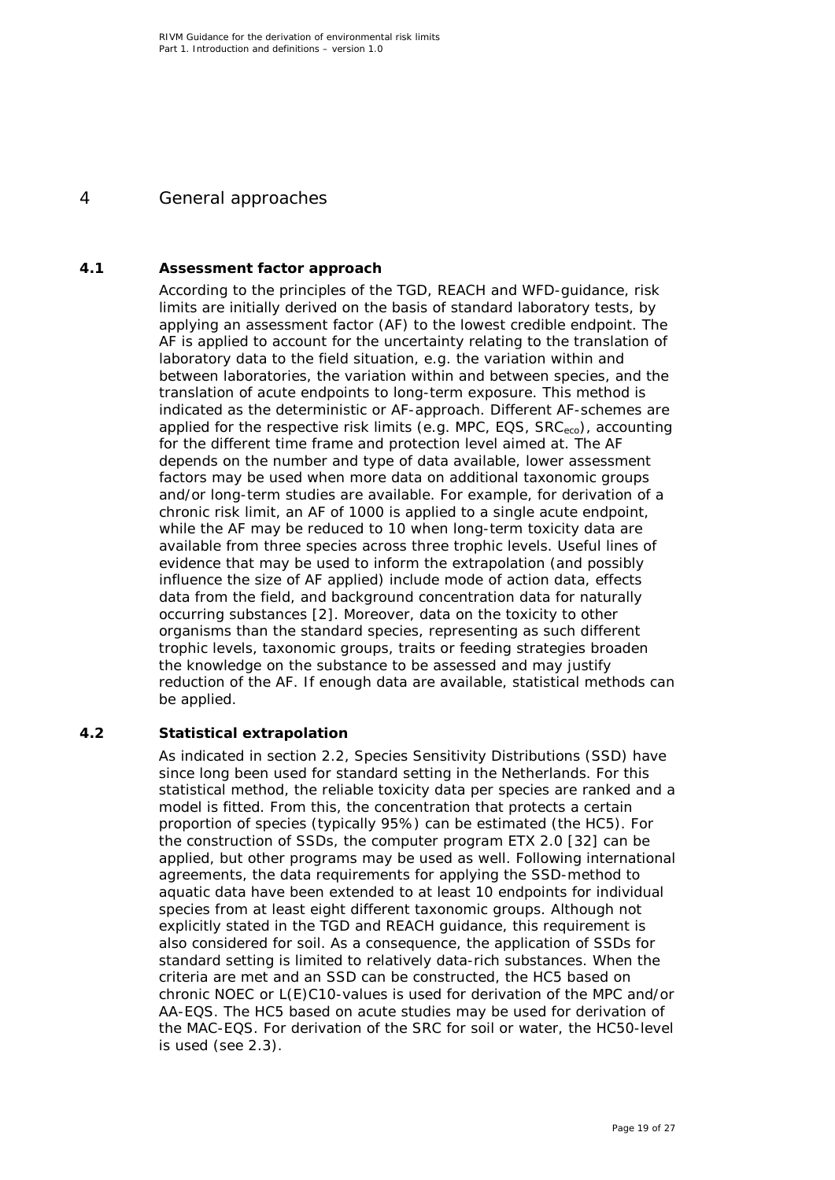# 4 General approaches

## 4.1 Assessment factor approach

According to the principles of the TGD, REACH and WFD-guidance, risk limits are initially derived on the basis of standard laboratory tests, by applying an assessment factor (AF) to the lowest credible endpoint. The AF is applied to account for the uncertainty relating to the translation of laboratory data to the field situation, e.g. the variation within and between laboratories, the variation within and between species, and the translation of acute endpoints to long-term exposure. This method is indicated as the deterministic or AF-approach. Different AF-schemes are applied for the respective risk limits (e.g. MPC, EQS, $SRC_{eco}$), accounting for the different time frame and protection level aimed at. The AF depends on the number and type of data available, lower assessment factors may be used when more data on additional taxonomic groups and/or long-term studies are available. For example, for derivation of a chronic risk limit, an AF of 1000 is applied to a single acute endpoint, while the AF may be reduced to 10 when long-term toxicity data are available from three species across three trophic levels. Useful lines of evidence that may be used to inform the extrapolation (and possibly influence the size of AF applied) include mode of action data, effects data from the field, and background concentration data for naturally occurring substances [2]. Moreover, data on the toxicity to other organisms than the standard species, representing as such different trophic levels, taxonomic groups, traits or feeding strategies broaden the knowledge on the substance to be assessed and may justify reduction of the AF. If enough data are available, statistical methods can be applied.

## 4.2 Statistical extrapolation

As indicated in section 2.2, Species Sensitivity Distributions (SSD) have since long been used for standard setting in the Netherlands. For this statistical method, the reliable toxicity data per species are ranked and a model is fitted. From this, the concentration that protects a certain proportion of species (typically 95%) can be estimated (the HC5). For the construction of SSDs, the computer program ETX 2.0 [32] can be applied, but other programs may be used as well. Following international agreements, the data requirements for applying the SSD-method to aquatic data have been extended to at least 10 endpoints for individual species from at least eight different taxonomic groups. Although not explicitly stated in the TGD and REACH guidance, this requirement is also considered for soil. As a consequence, the application of SSDs for standard setting is limited to relatively data-rich substances. When the criteria are met and an SSD can be constructed, the HC5 based on chronic NOEC or L(E)C10-values is used for derivation of the MPC and/or AA-EQS. The HC5 based on acute studies may be used for derivation of the MAC-EQS. For derivation of the SRC for soil or water, the HC50-level is used (see 2.3).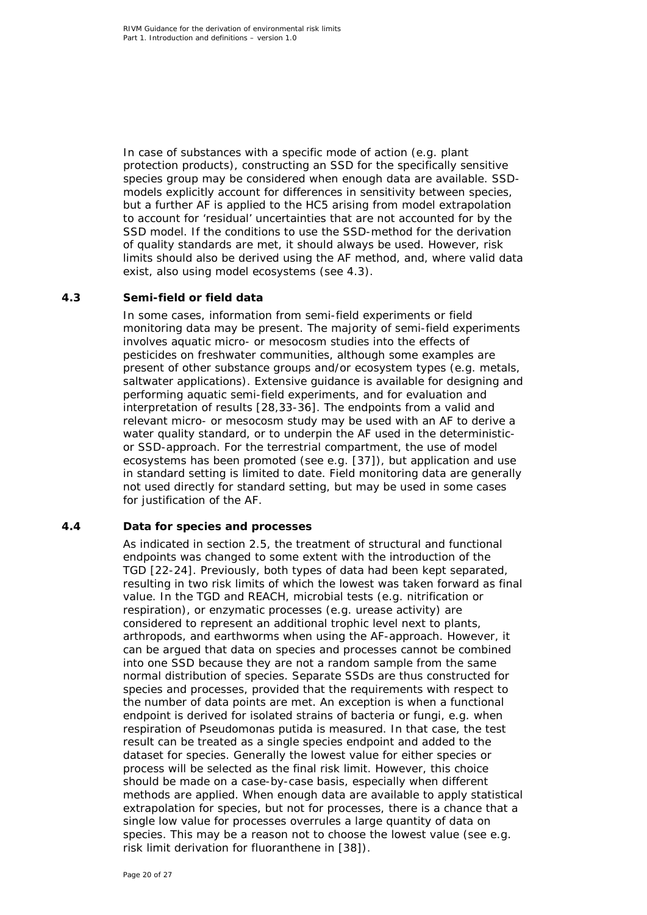In case of substances with a specific mode of action (e.g. plant protection products), constructing an SSD for the specifically sensitive species group may be considered when enough data are available. SSD-models explicitly account for differences in sensitivity between species, but a further AF is applied to the HC5 arising from model extrapolation to account for 'residual' uncertainties that are not accounted for by the SSD model. If the conditions to use the SSD-method for the derivation of quality standards are met, it should always be used. However, risk limits should also be derived using the AF method, and, where valid data exist, also using model ecosystems (see 4.3).

## 4.3 Semi-field or field data

In some cases, information from semi-field experiments or field monitoring data may be present. The majority of semi-field experiments involves aquatic micro- or mesocosm studies into the effects of pesticides on freshwater communities, although some examples are present of other substance groups and/or ecosystem types (e.g. metals, saltwater applications). Extensive guidance is available for designing and performing aquatic semi-field experiments, and for evaluation and interpretation of results [28,33-36]. The endpoints from a valid and relevant micro- or mesocosm study may be used with an AF to derive a water quality standard, or to underpin the AF used in the deterministic- or SSD-approach. For the terrestrial compartment, the use of model ecosystems has been promoted (see e.g. [37]), but application and use in standard setting is limited to date. Field monitoring data are generally not used directly for standard setting, but may be used in some cases for justification of the AF.

## 4.4 Data for species and processes

As indicated in section 2.5, the treatment of structural and functional endpoints was changed to some extent with the introduction of the TGD [22-24]. Previously, both types of data had been kept separated, resulting in two risk limits of which the lowest was taken forward as final value. In the TGD and REACH, microbial tests (e.g. nitrification or respiration), or enzymatic processes (e.g. urease activity) are considered to represent an additional trophic level next to plants, arthropods, and earthworms when using the AF-approach. However, it can be argued that data on species and processes cannot be combined into one SSD because they are not a random sample from the same normal distribution of species. Separate SSDs are thus constructed for species and processes, provided that the requirements with respect to the number of data points are met. An exception is when a functional endpoint is derived for isolated strains of bacteria or fungi, e.g. when respiration of Pseudomonas putida is measured. In that case, the test result can be treated as a single species endpoint and added to the dataset for species. Generally the lowest value for either species or process will be selected as the final risk limit. However, this choice should be made on a case-by-case basis, especially when different methods are applied. When enough data are available to apply statistical extrapolation for species, but not for processes, there is a chance that a single low value for processes overrules a large quantity of data on species. This may be a reason not to choose the lowest value (see e.g. risk limit derivation for fluoranthene in [38]).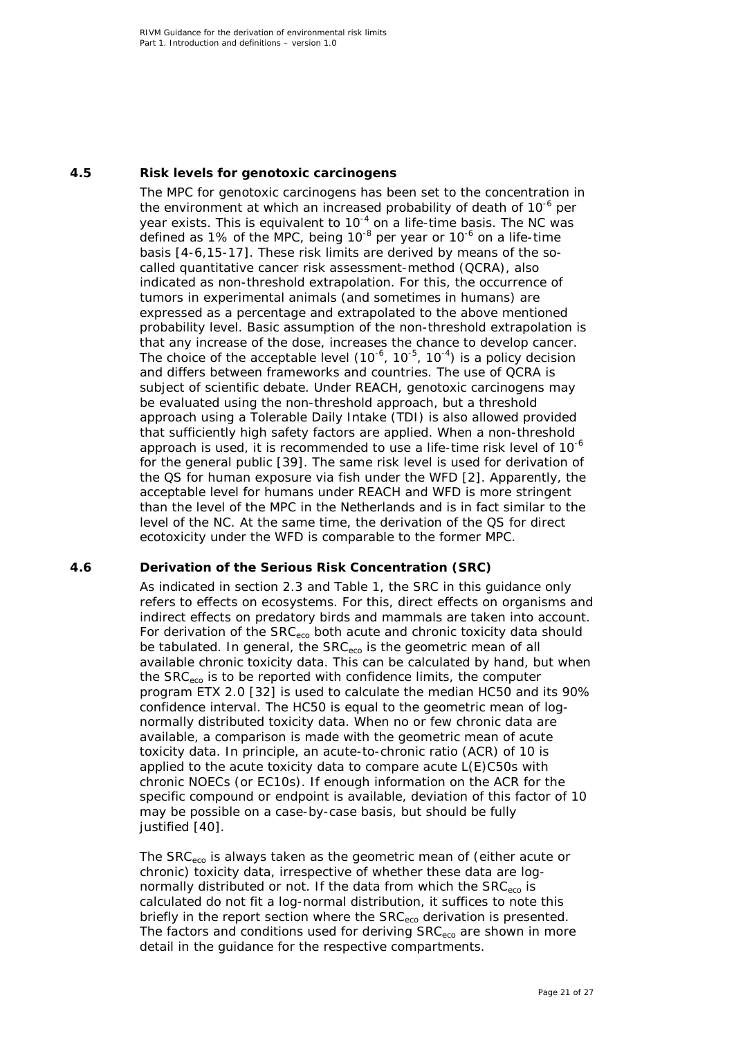## 4.5 Risk levels for genotoxic carcinogens

The MPC for genotoxic carcinogens has been set to the concentration in the environment at which an increased probability of death of $10^{-6}$ per year exists. This is equivalent to $10^{-4}$ on a life-time basis. The NC was defined as 1% of the MPC, being $10^{-8}$ per year or $10^{-6}$ on a life-time basis [4-6,15-17]. These risk limits are derived by means of the so-called quantitative cancer risk assessment-method (QCRA), also indicated as non-threshold extrapolation. For this, the occurrence of tumors in experimental animals (and sometimes in humans) are expressed as a percentage and extrapolated to the above mentioned probability level. Basic assumption of the non-threshold extrapolation is that any increase of the dose, increases the chance to develop cancer. The choice of the acceptable level ($10^{-6}$, $10^{-5}$, $10^{-4}$) is a policy decision and differs between frameworks and countries. The use of QCRA is subject of scientific debate. Under REACH, genotoxic carcinogens may be evaluated using the non-threshold approach, but a threshold approach using a Tolerable Daily Intake (TDI) is also allowed provided that sufficiently high safety factors are applied. When a non-threshold approach is used, it is recommended to use a life-time risk level of $10^{-6}$ for the general public [39]. The same risk level is used for derivation of the QS for human exposure via fish under the WFD [2]. Apparently, the acceptable level for humans under REACH and WFD is more stringent than the level of the MPC in the Netherlands and is in fact similar to the level of the NC. At the same time, the derivation of the QS for direct ecotoxicity under the WFD is comparable to the former MPC.

## 4.6 Derivation of the Serious Risk Concentration (SRC)

As indicated in section 2.3 and Table 1, the SRC in this guidance only refers to effects on ecosystems. For this, direct effects on organisms and indirect effects on predatory birds and mammals are taken into account. For derivation of the $SRC_{eco}$ both acute and chronic toxicity data should be tabulated. In general, the $SRC_{eco}$ is the geometric mean of all available chronic toxicity data. This can be calculated by hand, but when the $SRC_{eco}$ is to be reported with confidence limits, the computer program ETX 2.0 [32] is used to calculate the median HC50 and its 90% confidence interval. The HC50 is equal to the geometric mean of log-normally distributed toxicity data. When no or few chronic data are available, a comparison is made with the geometric mean of acute toxicity data. In principle, an acute-to-chronic ratio (ACR) of 10 is applied to the acute toxicity data to compare acute L(E)C50s with chronic NOECs (or EC10s). If enough information on the ACR for the specific compound or endpoint is available, deviation of this factor of 10 may be possible on a case-by-case basis, but should be fully justified [40].

The $SRC_{eco}$ is always taken as the geometric mean of (either acute or chronic) toxicity data, irrespective of whether these data are log-normally distributed or not. If the data from which the $SRC_{eco}$ is calculated do not fit a log-normal distribution, it suffices to note this briefly in the report section where the $SRC_{eco}$ derivation is presented. The factors and conditions used for deriving $SRC_{eco}$ are shown in more detail in the guidance for the respective compartments.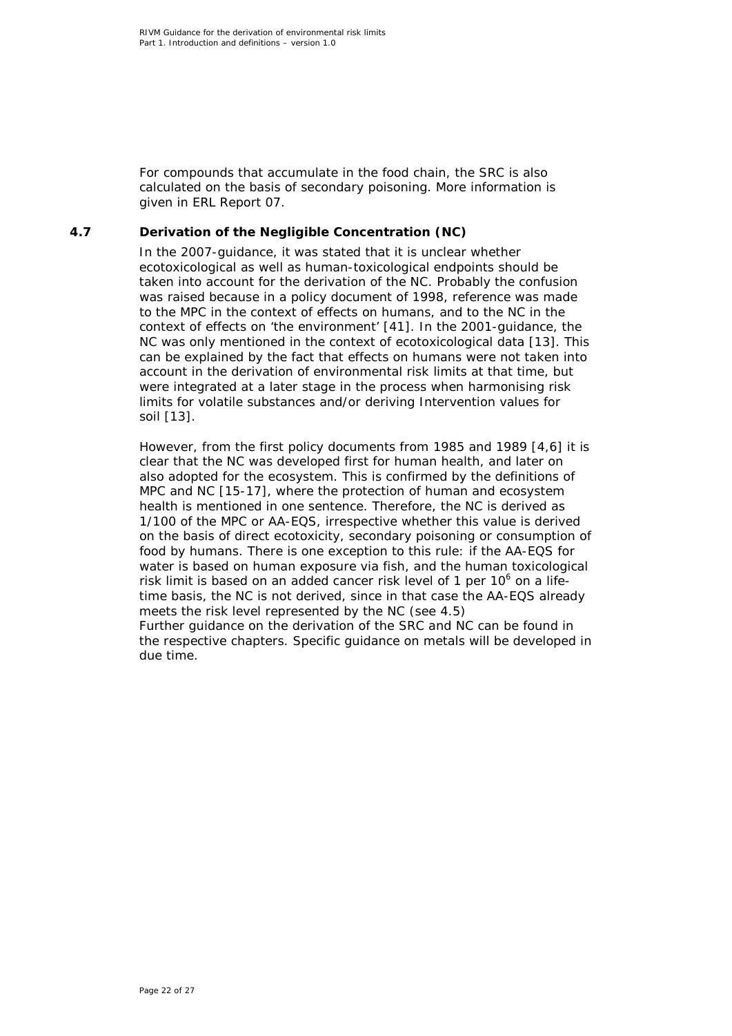For compounds that accumulate in the food chain, the SRC is also calculated on the basis of secondary poisoning. More information is given in ERL Report 07.

## 4.7 Derivation of the Negligible Concentration (NC)

In the 2007-guidance, it was stated that it is unclear whether ecotoxicological as well as human-toxicological endpoints should be taken into account for the derivation of the NC. Probably the confusion was raised because in a policy document of 1998, reference was made to the MPC in the context of effects on humans, and to the NC in the context of effects on 'the environment' [41]. In the 2001-guidance, the NC was only mentioned in the context of ecotoxicological data [13]. This can be explained by the fact that effects on humans were not taken into account in the derivation of environmental risk limits at that time, but were integrated at a later stage in the process when harmonising risk limits for volatile substances and/or deriving Intervention values for soil [13].

However, from the first policy documents from 1985 and 1989 [4,6] it is clear that the NC was developed first for human health, and later on also adopted for the ecosystem. This is confirmed by the definitions of MPC and NC [15-17], where the protection of human and ecosystem health is mentioned in one sentence. Therefore, the NC is derived as 1/100 of the MPC or AA-EQS, irrespective whether this value is derived on the basis of direct ecotoxicity, secondary poisoning or consumption of food by humans. There is one exception to this rule: if the AA-EQS for water is based on human exposure via fish, and the human toxicological risk limit is based on an added cancer risk level of 1 per $10^6$ on a life-time basis, the NC is not derived, since in that case the AA-EQS already meets the risk level represented by the NC (see 4.5)
Further guidance on the derivation of the SRC and NC can be found in the respective chapters. Specific guidance on metals will be developed in due time.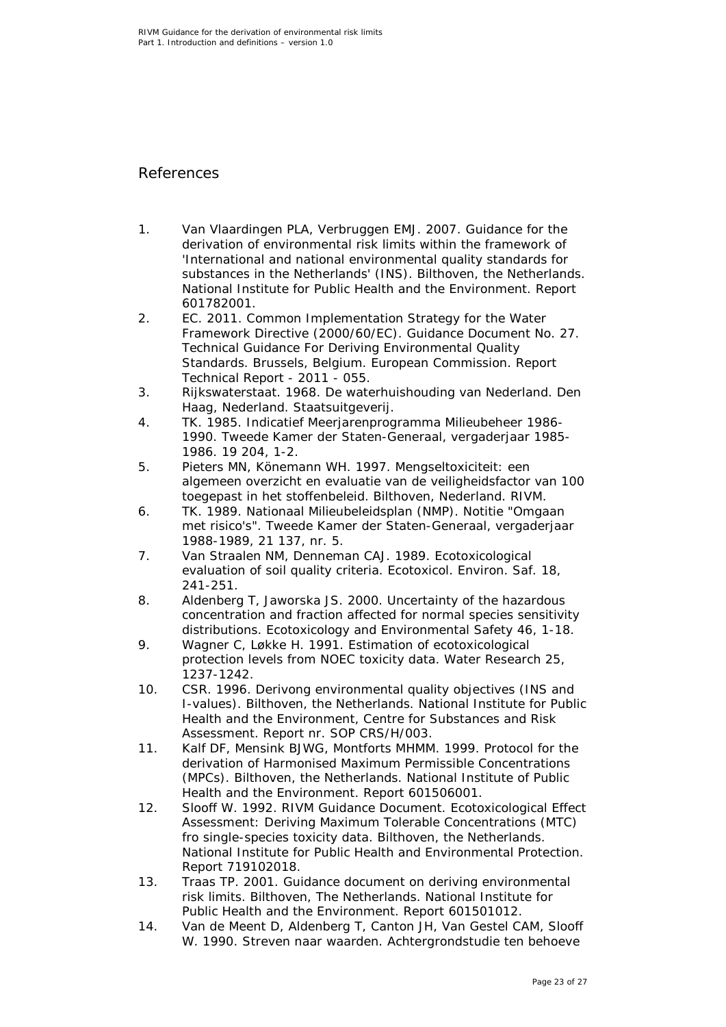# References

1. Van Vlaardingen PLA, Verbruggen EMJ. 2007. Guidance for the derivation of environmental risk limits within the framework of 'International and national environmental quality standards for substances in the Netherlands' (INS). Bilthoven, the Netherlands. National Institute for Public Health and the Environment. Report 601782001.
2. EC. 2011. Common Implementation Strategy for the Water Framework Directive (2000/60/EC). Guidance Document No. 27. Technical Guidance For Deriving Environmental Quality Standards. Brussels, Belgium. European Commission. Report Technical Report - 2011 - 055.
3. Rijkswaterstaat. 1968. De waterhuishouding van Nederland. Den Haag, Nederland. Staatsuitgeverij.
4. TK. 1985. Indicatief Meerjarenprogramma Milieubeheer 1986-1990. Tweede Kamer der Staten-Generaal, vergaderjaar 1985-1986. 19 204, 1-2.
5. Pieters MN, Könemann WH. 1997. Mengseltoxiciteit: een algemeen overzicht en evaluatie van de veiligheidsfactor van 100 toegepast in het stoffenbeleid. Bilthoven, Nederland. RIVM.
6. TK. 1989. Nationaal Milieubeleidsplan (NMP). Notitie "Omgaan met risico's". Tweede Kamer der Staten-Generaal, vergaderjaar 1988-1989, 21 137, nr. 5.
7. Van Straalen NM, Denneman CAJ. 1989. Ecotoxicological evaluation of soil quality criteria. Ecotoxicol. Environ. Saf. 18, 241-251.
8. Aldenberg T, Jaworska JS. 2000. Uncertainty of the hazardous concentration and fraction affected for normal species sensitivity distributions. Ecotoxicology and Environmental Safety 46, 1-18.
9. Wagner C, Løkke H. 1991. Estimation of ecotoxicological protection levels from NOEC toxicity data. Water Research 25, 1237-1242.
10. CSR. 1996. Derivong environmental quality objectives (INS and I-values). Bilthoven, the Netherlands. National Institute for Public Health and the Environment, Centre for Substances and Risk Assessment. Report nr. SOP CRS/H/003.
11. Kalf DF, Mensink BJWG, Montforts MHMM. 1999. Protocol for the derivation of Harmonised Maximum Permissible Concentrations (MPCs). Bilthoven, the Netherlands. National Institute of Public Health and the Environment. Report 601506001.
12. Slooff W. 1992. RIVM Guidance Document. Ecotoxicological Effect Assessment: Deriving Maximum Tolerable Concentrations (MTC) fro single-species toxicity data. Bilthoven, the Netherlands. National Institute for Public Health and Environmental Protection. Report 719102018.
13. Traas TP. 2001. Guidance document on deriving environmental risk limits. Bilthoven, The Netherlands. National Institute for Public Health and the Environment. Report 601501012.
14. Van de Meent D, Aldenberg T, Canton JH, Van Gestel CAM, Slooff W. 1990. Streven naar waarden. Achtergrondstudie ten behoeve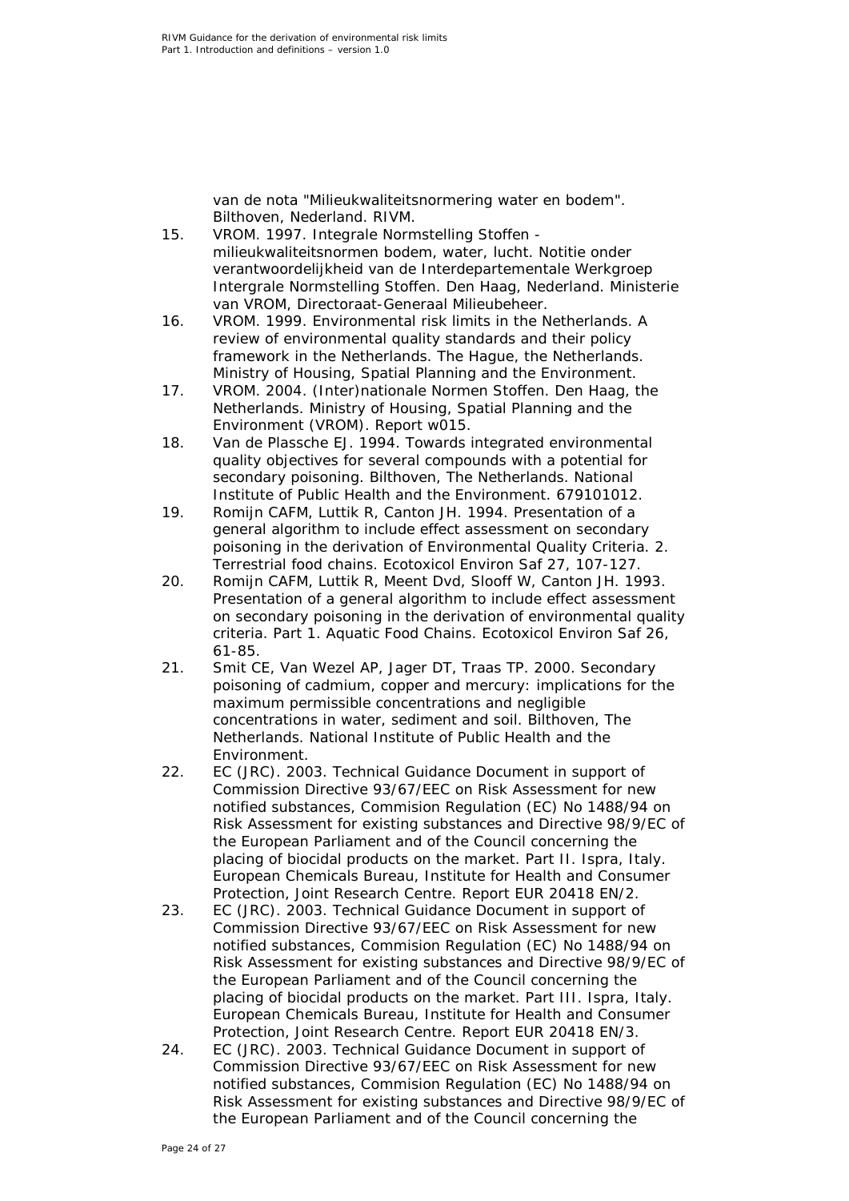van de nota "Milieukwaliteitsnormering water en bodem". Bilthoven, Nederland. RIVM.

15. VROM. 1997. Integrale Normstelling Stoffen - milieukwaliteitsnormen bodem, water, lucht. Notitie onder verantwoordelijkheid van de Interdepartementale Werkgroep Intergrale Normstelling Stoffen. Den Haag, Nederland. Ministerie van VROM, Directoraat-Generaal Milieubeheer.
16. VROM. 1999. Environmental risk limits in the Netherlands. A review of environmental quality standards and their policy framework in the Netherlands. The Hague, the Netherlands. Ministry of Housing, Spatial Planning and the Environment.
17. VROM. 2004. (Inter)nationale Normen Stoffen. Den Haag, the Netherlands. Ministry of Housing, Spatial Planning and the Environment (VROM). Report w015.
18. Van de Plassche EJ. 1994. Towards integrated environmental quality objectives for several compounds with a potential for secondary poisoning. Bilthoven, The Netherlands. National Institute of Public Health and the Environment. 679101012.
19. Romijn CAFM, Luttik R, Canton JH. 1994. Presentation of a general algorithm to include effect assessment on secondary poisoning in the derivation of Environmental Quality Criteria. 2. Terrestrial food chains. Ecotoxicol Environ Saf 27, 107-127.
20. Romijn CAFM, Luttik R, Meent Dvd, Slooff W, Canton JH. 1993. Presentation of a general algorithm to include effect assessment on secondary poisoning in the derivation of environmental quality criteria. Part 1. Aquatic Food Chains. Ecotoxicol Environ Saf 26, 61-85.
21. Smit CE, Van Wezel AP, Jager DT, Traas TP. 2000. Secondary poisoning of cadmium, copper and mercury: implications for the maximum permissible concentrations and negligible concentrations in water, sediment and soil. Bilthoven, The Netherlands. National Institute of Public Health and the Environment.
22. EC (JRC). 2003. Technical Guidance Document in support of Commission Directive 93/67/EEC on Risk Assessment for new notified substances, Commision Regulation (EC) No 1488/94 on Risk Assessment for existing substances and Directive 98/9/EC of the European Parliament and of the Council concerning the placing of biocidal products on the market. Part II. Ispra, Italy. European Chemicals Bureau, Institute for Health and Consumer Protection, Joint Research Centre. Report EUR 20418 EN/2.
23. EC (JRC). 2003. Technical Guidance Document in support of Commission Directive 93/67/EEC on Risk Assessment for new notified substances, Commision Regulation (EC) No 1488/94 on Risk Assessment for existing substances and Directive 98/9/EC of the European Parliament and of the Council concerning the placing of biocidal products on the market. Part III. Ispra, Italy. European Chemicals Bureau, Institute for Health and Consumer Protection, Joint Research Centre. Report EUR 20418 EN/3.
24. EC (JRC). 2003. Technical Guidance Document in support of Commission Directive 93/67/EEC on Risk Assessment for new notified substances, Commision Regulation (EC) No 1488/94 on Risk Assessment for existing substances and Directive 98/9/EC of the European Parliament and of the Council concerning the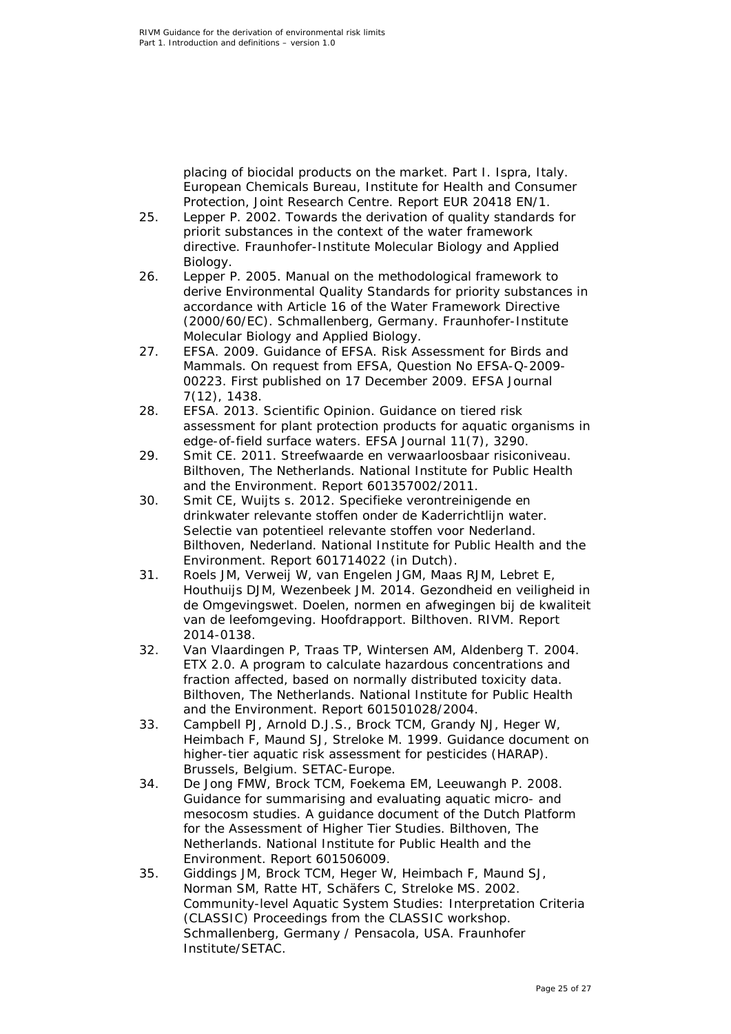placing of biocidal products on the market. Part I. Ispra, Italy. European Chemicals Bureau, Institute for Health and Consumer Protection, Joint Research Centre. Report EUR 20418 EN/1.

25. Lepper P. 2002. Towards the derivation of quality standards for priorit substances in the context of the water framework directive. Fraunhofer-Institute Molecular Biology and Applied Biology.
26. Lepper P. 2005. Manual on the methodological framework to derive Environmental Quality Standards for priority substances in accordance with Article 16 of the Water Framework Directive (2000/60/EC). Schmallenberg, Germany. Fraunhofer-Institute Molecular Biology and Applied Biology.
27. EFSA. 2009. Guidance of EFSA. Risk Assessment for Birds and Mammals. On request from EFSA, Question No EFSA-Q-2009-00223. First published on 17 December 2009. EFSA Journal 7(12), 1438.
28. EFSA. 2013. Scientific Opinion. Guidance on tiered risk assessment for plant protection products for aquatic organisms in edge-of-field surface waters. EFSA Journal 11(7), 3290.
29. Smit CE. 2011. Streefwaarde en verwaarloosbaar risiconiveau. Bilthoven, The Netherlands. National Institute for Public Health and the Environment. Report 601357002/2011.
30. Smit CE, Wuijts s. 2012. Specifieke verontreinigende en drinkwater relevante stoffen onder de Kaderrichtlijn water. Selectie van potentieel relevante stoffen voor Nederland. Bilthoven, Nederland. National Institute for Public Health and the Environment. Report 601714022 (in Dutch).
31. Roels JM, Verweij W, van Engelen JGM, Maas RJM, Lebret E, Houthuijs DJM, Wezenbeek JM. 2014. Gezondheid en veiligheid in de Omgevingswet. Doelen, normen en afwegingen bij de kwaliteit van de leefomgeving. Hoofdrapport. Bilthoven. RIVM. Report 2014-0138.
32. Van Vlaardingen P, Traas TP, Wintersen AM, Aldenberg T. 2004. ETX 2.0. A program to calculate hazardous concentrations and fraction affected, based on normally distributed toxicity data. Bilthoven, The Netherlands. National Institute for Public Health and the Environment. Report 601501028/2004.
33. Campbell PJ, Arnold D.J.S., Brock TCM, Grandy NJ, Heger W, Heimbach F, Maund SJ, Streloke M. 1999. Guidance document on higher-tier aquatic risk assessment for pesticides (HARAP). Brussels, Belgium. SETAC-Europe.
34. De Jong FMW, Brock TCM, Foekema EM, Leeuwangh P. 2008. Guidance for summarising and evaluating aquatic micro- and mesocosm studies. A guidance document of the Dutch Platform for the Assessment of Higher Tier Studies. Bilthoven, The Netherlands. National Institute for Public Health and the Environment. Report 601506009.
35. Giddings JM, Brock TCM, Heger W, Heimbach F, Maund SJ, Norman SM, Ratte HT, Schäfers C, Streloke MS. 2002. Community-level Aquatic System Studies: Interpretation Criteria (CLASSIC) Proceedings from the CLASSIC workshop. Schmallenberg, Germany / Pensacola, USA. Fraunhofer Institute/SETAC.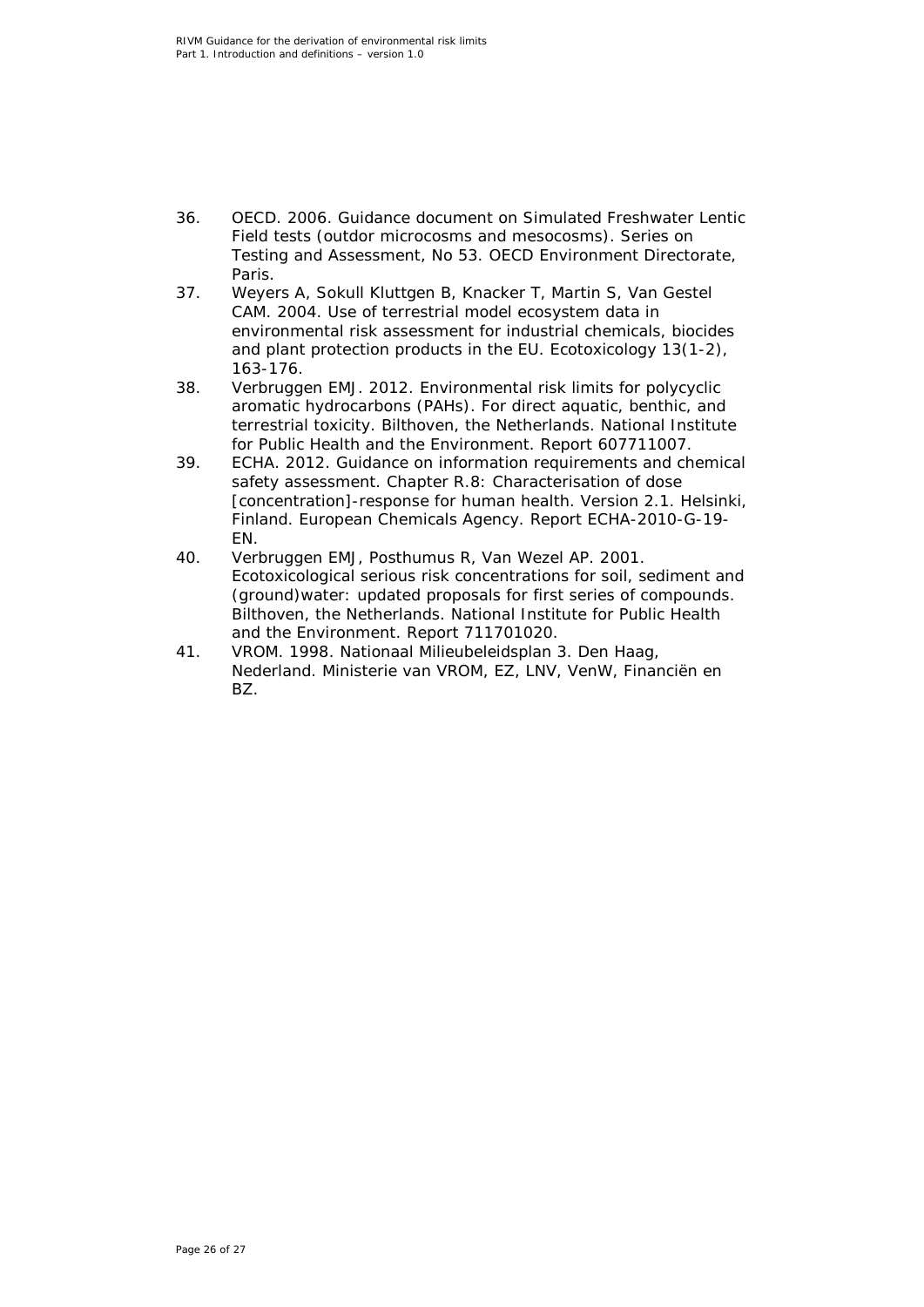36. OECD. 2006. Guidance document on Simulated Freshwater Lentic Field tests (outdor microcosms and mesocosms). Series on Testing and Assessment, No 53. OECD Environment Directorate, Paris.
37. Weyers A, Sokull Kluttgen B, Knacker T, Martin S, Van Gestel CAM. 2004. Use of terrestrial model ecosystem data in environmental risk assessment for industrial chemicals, biocides and plant protection products in the EU. Ecotoxicology 13(1-2), 163-176.
38. Verbruggen EMJ. 2012. Environmental risk limits for polycyclic aromatic hydrocarbons (PAHs). For direct aquatic, benthic, and terrestrial toxicity. Bilthoven, the Netherlands. National Institute for Public Health and the Environment. Report 607711007.
39. ECHA. 2012. Guidance on information requirements and chemical safety assessment. Chapter R.8: Characterisation of dose [concentration]-response for human health. Version 2.1. Helsinki, Finland. European Chemicals Agency. Report ECHA-2010-G-19-EN.
40. Verbruggen EMJ, Posthumus R, Van Wezel AP. 2001. Ecotoxicological serious risk concentrations for soil, sediment and (ground)water: updated proposals for first series of compounds. Bilthoven, the Netherlands. National Institute for Public Health and the Environment. Report 711701020.
41. VROM. 1998. Nationaal Milieubeleidsplan 3. Den Haag, Nederland. Ministerie van VROM, EZ, LNV, VenW, Financiën en BZ.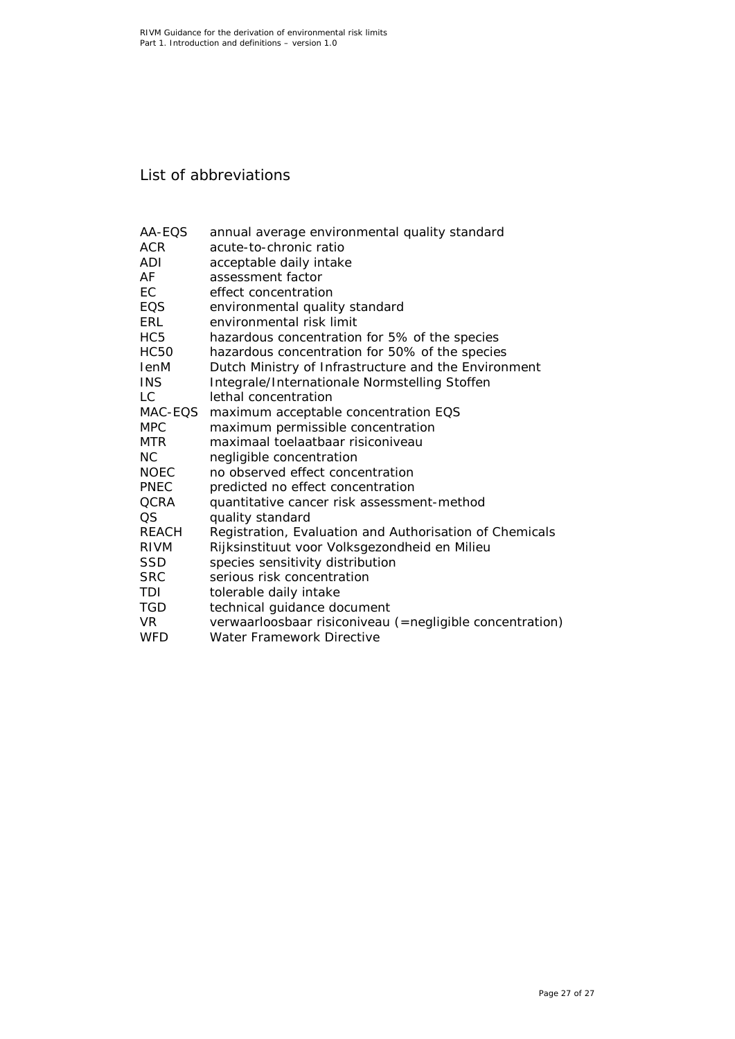## List of abbreviations

| | |
|---|---|
| AA-EQS | annual average environmental quality standard |
| ACR | acute-to-chronic ratio |
| ADI | acceptable daily intake |
| AF | assessment factor |
| EC | effect concentration |
| EQS | environmental quality standard |
| ERL | environmental risk limit |
| HC5 | hazardous concentration for 5% of the species |
| HC50 | hazardous concentration for 50% of the species |
| IenM | Dutch Ministry of Infrastructure and the Environment |
| INS | Integrale/Internationale Normstelling Stoffen |
| LC | lethal concentration |
| MAC-EQS | maximum acceptable concentration EQS |
| MPC | maximum permissible concentration |
| MTR | maximaal toelaatbaar risiconiveau |
| NC | negligible concentration |
| NOEC | no observed effect concentration |
| PNEC | predicted no effect concentration |
| QCRA | quantitative cancer risk assessment-method |
| QS | quality standard |
| REACH | Registration, Evaluation and Authorisation of Chemicals |
| RIVM | Rijksinstituut voor Volksgezondheid en Milieu |
| SSD | species sensitivity distribution |
| SRC | serious risk concentration |
| TDI | tolerable daily intake |
| TGD | technical guidance document |
| VR | verwaarloosbaar risiconiveau (=negligible concentration) |
| WFD | Water Framework Directive |